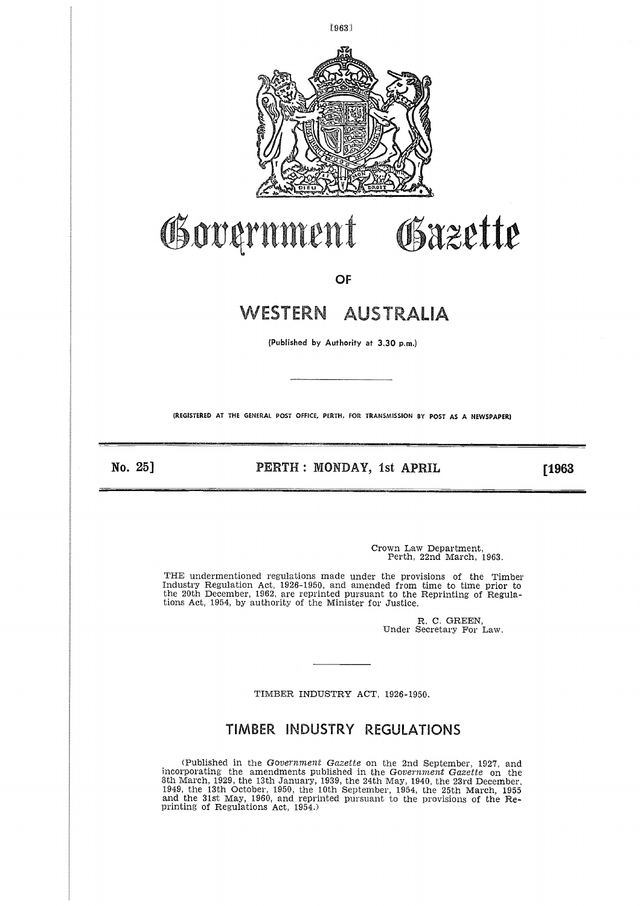# Government Gazette

OF

# WESTERN AUSTRALIA

(Published by Authority at 3.30 p.m.)

(REGISTERED AT THE GENERAL POST OFFICE, PERTH, FOR TRANSMISSION BY POST AS A NEWSPAPER)

**No. 25] PERTH: MONDAY, 1st APRIL [1963**

Crown Law Department,
Perth, 22nd March, 1963.

THE undermentioned regulations made under the provisions of the Timber Industry Regulation Act, 1926-1950, and amended from time to time prior to the 20th December, 1962, are reprinted pursuant to the Reprinting of Regulations Act, 1954, by authority of the Minister for Justice.

R. C. GREEN,
Under Secretary For Law.

TIMBER INDUSTRY ACT, 1926-1950.

## TIMBER INDUSTRY REGULATIONS

(Published in the *Government Gazette* on the 2nd September, 1927, and incorporating the amendments published in the *Government Gazette* on the 8th March, 1929, the 13th January, 1939, the 24th May, 1940, the 23rd December, 1949, the 13th October, 1950, the 10th September, 1954, the 25th March, 1955 and the 31st May, 1960, and reprinted pursuant to the provisions of the Reprinting of Regulations Act, 1954.)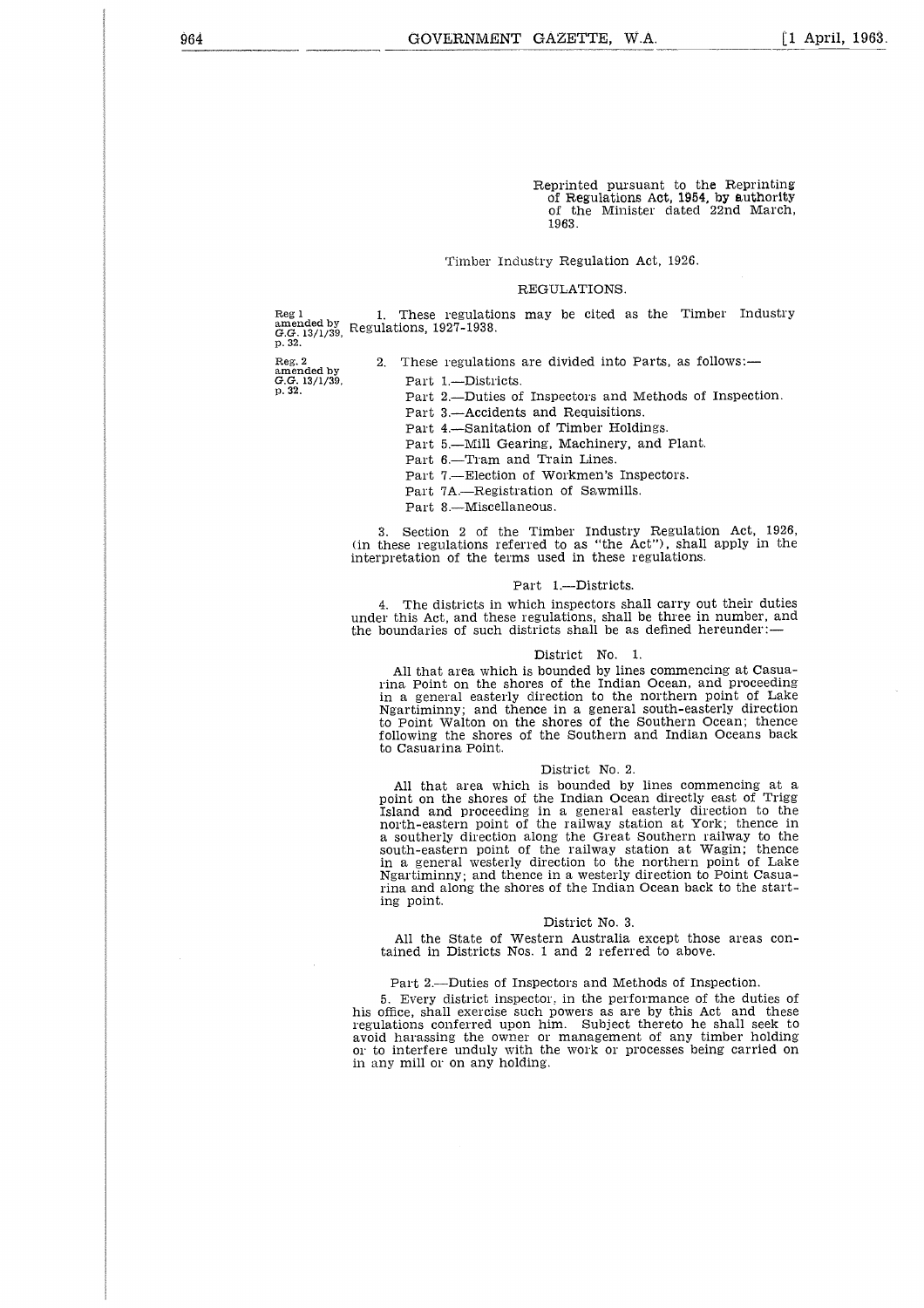Reprinted pursuant to the Reprinting of Regulations Act, 1954, by authority of the Minister dated 22nd March, 1963.

Timber Industry Regulation Act, 1926.

REGULATIONS.

Reg 1 amended by *G.G.* 13/1/39, p. 32.

1. These regulations may be cited as the Timber Industry Regulations, 1927-1938.

Reg. 2 amended by *G.G.* 13/1/39, p. 32.

2. These regulations are divided into Parts, as follows:—

Part 1.—Districts.

Part 2.—Duties of Inspectors and Methods of Inspection.

Part 3.—Accidents and Requisitions.

Part 4.—Sanitation of Timber Holdings.

Part 5.—Mill Gearing, Machinery, and Plant.

Part 6.—Tram and Train Lines.

Part 7.—Election of Workmen's Inspectors.

Part 7A.—Registration of Sawmills.

Part 8.—Miscellaneous.

3. Section 2 of the Timber Industry Regulation Act, 1926, (in these regulations referred to as "the Act"), shall apply in the interpretation of the terms used in these regulations.

Part 1.—Districts.

4. The districts in which inspectors shall carry out their duties under this Act, and these regulations, shall be three in number, and the boundaries of such districts shall be as defined hereunder:—

District No. 1.

All that area which is bounded by lines commencing at Casuarina Point on the shores of the Indian Ocean, and proceeding in a general easterly direction to the northern point of Lake Ngartiminny; and thence in a general south-easterly direction to Point Walton on the shores of the Southern Ocean; thence following the shores of the Southern and Indian Oceans back to Casuarina Point.

District No. 2.

All that area which is bounded by lines commencing at a point on the shores of the Indian Ocean directly east of Trigg Island and proceeding in a general easterly direction to the north-eastern point of the railway station at York; thence in a southerly direction along the Great Southern railway to the south-eastern point of the railway station at Wagin; thence in a general westerly direction to the northern point of Lake Ngartiminny; and thence in a westerly direction to Point Casuarina and along the shores of the Indian Ocean back to the starting point.

District No. 3.

All the State of Western Australia except those areas contained in Districts Nos. 1 and 2 referred to above.

Part 2.—Duties of Inspectors and Methods of Inspection.

5. Every district inspector, in the performance of the duties of his office, shall exercise such powers as are by this Act and these regulations conferred upon him. Subject thereto he shall seek to avoid harassing the owner or management of any timber holding or to interfere unduly with the work or processes being carried on in any mill or on any holding.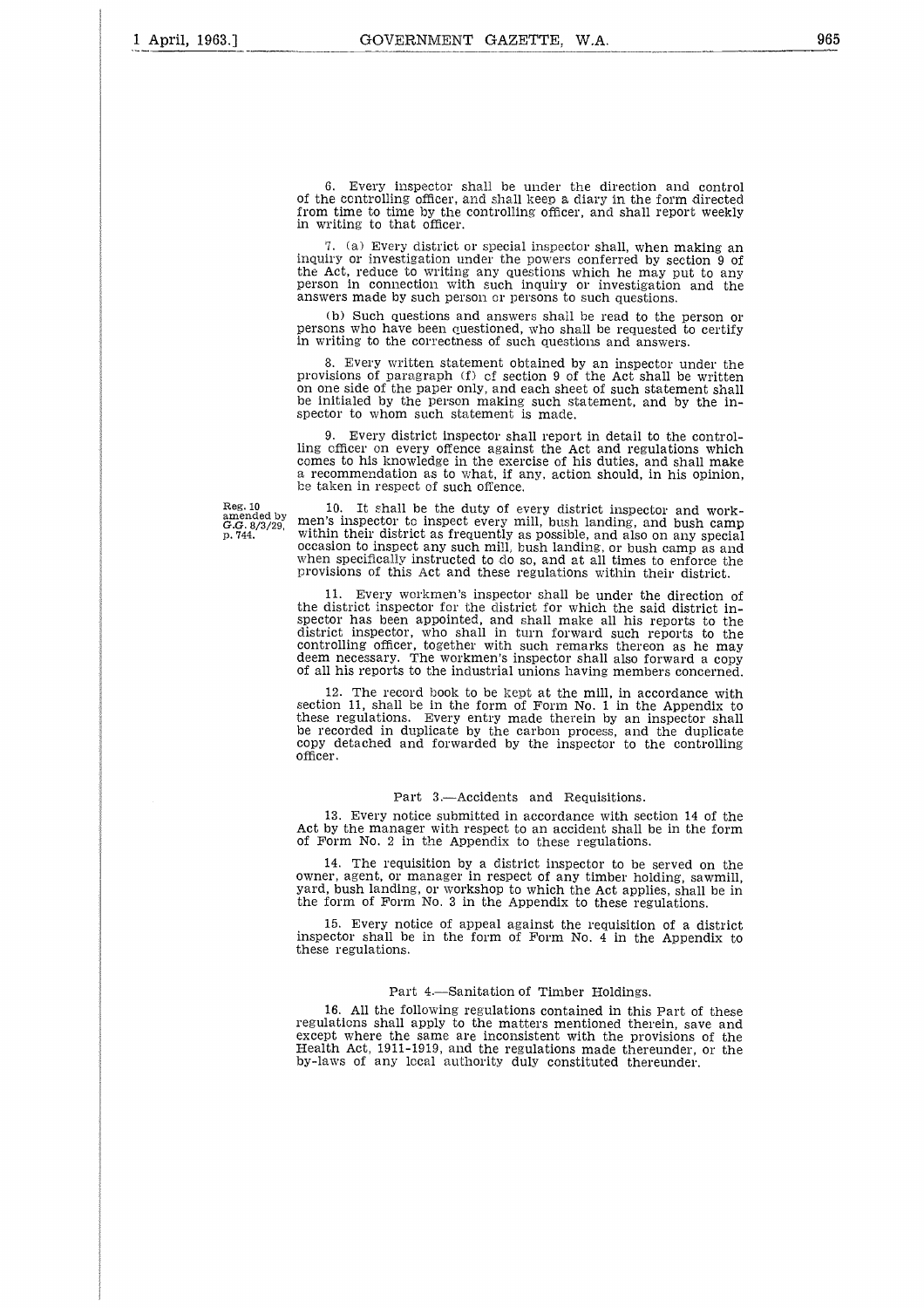6. Every inspector shall be under the direction and control of the controlling officer, and shall keep a diary in the form directed from time to time by the controlling officer, and shall report weekly in writing to that officer.

7. (a) Every district or special inspector shall, when making an inquiry or investigation under the powers conferred by section 9 of the Act, reduce to writing any questions which he may put to any person in connection with such inquiry or investigation and the answers made by such person or persons to such questions.

(b) Such questions and answers shall be read to the person or persons who have been questioned, who shall be requested to certify in writing to the correctness of such questions and answers.

8. Every written statement obtained by an inspector under the provisions of paragraph (f) of section 9 of the Act shall be written on one side of the paper only, and each sheet of such statement shall be initialed by the person making such statement, and by the inspector to whom such statement is made.

9. Every district inspector shall report in detail to the controlling officer on every offence against the Act and regulations which comes to his knowledge in the exercise of his duties, and shall make a recommendation as to what, if any, action should, in his opinion, be taken in respect of such offence.

Reg. 10 amended by *G.G.* 8/3/29, p. 744.

10. It shall be the duty of every district inspector and workmen's inspector to inspect every mill, bush landing, and bush camp within their district as frequently as possible, and also on any special occasion to inspect any such mill, bush landing, or bush camp as and when specifically instructed to do so, and at all times to enforce the provisions of this Act and these regulations within their district.

11. Every workmen's inspector shall be under the direction of the district inspector for the district for which the said district inspector has been appointed, and shall make all his reports to the district inspector, who shall in turn forward such reports to the controlling officer, together with such remarks thereon as he may deem necessary. The workmen's inspector shall also forward a copy of all his reports to the industrial unions having members concerned.

12. The record book to be kept at the mill, in accordance with section 11, shall be in the form of Form No. 1 in the Appendix to these regulations. Every entry made therein by an inspector shall be recorded in duplicate by the carbon process, and the duplicate copy detached and forwarded by the inspector to the controlling officer.

## Part 3.—Accidents and Requisitions.

13. Every notice submitted in accordance with section 14 of the Act by the manager with respect to an accident shall be in the form of Form No. 2 in the Appendix to these regulations.

14. The requisition by a district inspector to be served on the owner, agent, or manager in respect of any timber holding, sawmill, yard, bush landing, or workshop to which the Act applies, shall be in the form of Form No. 3 in the Appendix to these regulations.

15. Every notice of appeal against the requisition of a district inspector shall be in the form of Form No. 4 in the Appendix to these regulations.

## Part 4.—Sanitation of Timber Holdings.

16. All the following regulations contained in this Part of these regulations shall apply to the matters mentioned therein, save and except where the same are inconsistent with the provisions of the Health Act, 1911-1919, and the regulations made thereunder, or the by-laws of any local authority duly constituted thereunder.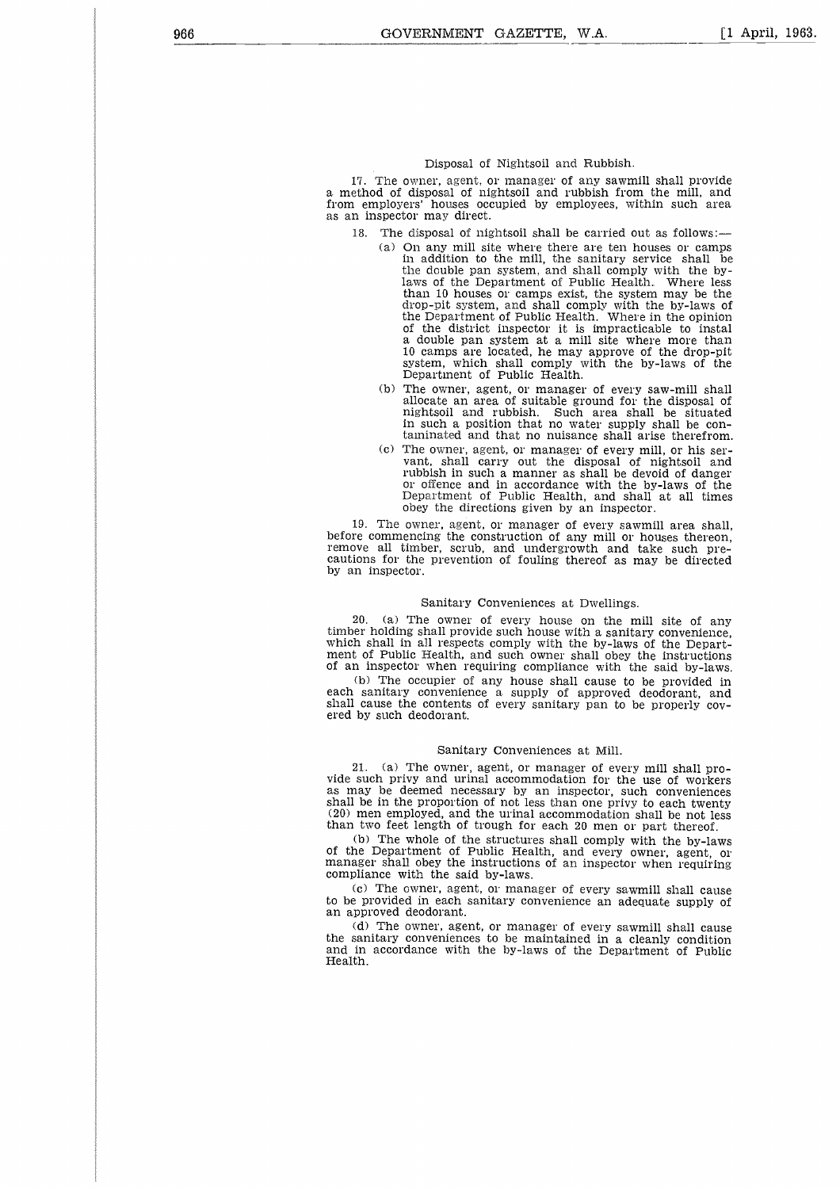### Disposal of Nightsoil and Rubbish.

17. The owner, agent, or manager of any sawmill shall provide a method of disposal of nightsoil and rubbish from the mill, and from employers' houses occupied by employees, within such area as an inspector may direct.

18. The disposal of nightsoil shall be carried out as follows:—

(a) On any mill site where there are ten houses or camps in addition to the mill, the sanitary service shall be the double pan system, and shall comply with the by-laws of the Department of Public Health. Where less than 10 houses or camps exist, the system may be the drop-pit system, and shall comply with the by-laws of the Department of Public Health. Where in the opinion of the district inspector it is impracticable to instal a double pan system at a mill site where more than 10 camps are located, he may approve of the drop-pit system, which shall comply with the by-laws of the Department of Public Health.

(b) The owner, agent, or manager of every saw-mill shall allocate an area of suitable ground for the disposal of nightsoil and rubbish. Such area shall be situated in such a position that no water supply shall be contaminated and that no nuisance shall arise therefrom.

(c) The owner, agent, or manager of every mill, or his servant, shall carry out the disposal of nightsoil and rubbish in such a manner as shall be devoid of danger or offence and in accordance with the by-laws of the Department of Public Health, and shall at all times obey the directions given by an inspector.

19. The owner, agent, or manager of every sawmill area shall, before commencing the construction of any mill or houses thereon, remove all timber, scrub, and undergrowth and take such precautions for the prevention of fouling thereof as may be directed by an inspector.

### Sanitary Conveniences at Dwellings.

20. (a) The owner of every house on the mill site of any timber holding shall provide such house with a sanitary convenience, which shall in all respects comply with the by-laws of the Department of Public Health, and such owner shall obey the instructions of an inspector when requiring compliance with the said by-laws.

(b) The occupier of any house shall cause to be provided in each sanitary convenience a supply of approved deodorant, and shall cause the contents of every sanitary pan to be properly covered by such deodorant.

### Sanitary Conveniences at Mill.

21. (a) The owner, agent, or manager of every mill shall provide such privy and urinal accommodation for the use of workers as may be deemed necessary by an inspector, such conveniences shall be in the proportion of not less than one privy to each twenty (20) men employed, and the urinal accommodation shall be not less than two feet length of trough for each 20 men or part thereof.

(b) The whole of the structures shall comply with the by-laws of the Department of Public Health, and every owner, agent, or manager shall obey the instructions of an inspector when requiring compliance with the said by-laws.

(c) The owner, agent, or manager of every sawmill shall cause to be provided in each sanitary convenience an adequate supply of an approved deodorant.

(d) The owner, agent, or manager of every sawmill shall cause the sanitary conveniences to be maintained in a cleanly condition and in accordance with the by-laws of the Department of Public Health.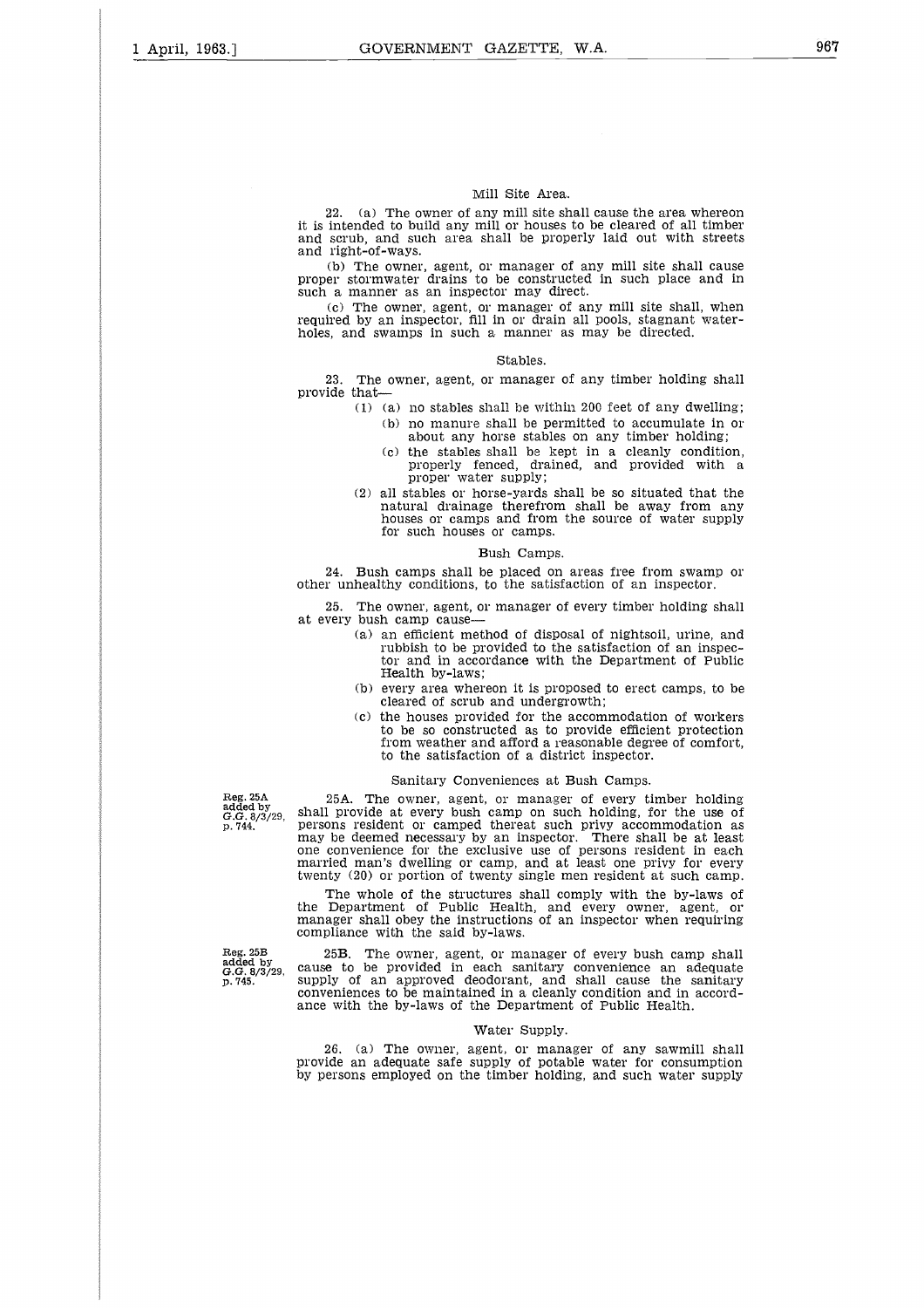### Mill Site Area.

22. (a) The owner of any mill site shall cause the area whereon it is intended to build any mill or houses to be cleared of all timber and scrub, and such area shall be properly laid out with streets and right-of-ways.

(b) The owner, agent, or manager of any mill site shall cause proper stormwater drains to be constructed in such place and in such a manner as an inspector may direct.

(c) The owner, agent, or manager of any mill site shall, when required by an inspector, fill in or drain all pools, stagnant waterholes, and swamps in such a manner as may be directed.

### Stables.

23. The owner, agent, or manager of any timber holding shall provide that—

(1) (a) no stables shall be within 200 feet of any dwelling;
   (b) no manure shall be permitted to accumulate in or about any horse stables on any timber holding;
   (c) the stables shall be kept in a cleanly condition, properly fenced, drained, and provided with a proper water supply;

(2) all stables or horse-yards shall be so situated that the natural drainage therefrom shall be away from any houses or camps and from the source of water supply for such houses or camps.

### Bush Camps.

24. Bush camps shall be placed on areas free from swamp or other unhealthy conditions, to the satisfaction of an inspector.

25. The owner, agent, or manager of every timber holding shall at every bush camp cause—

(a) an efficient method of disposal of nightsoil, urine, and rubbish to be provided to the satisfaction of an inspector and in accordance with the Department of Public Health by-laws;

(b) every area whereon it is proposed to erect camps, to be cleared of scrub and undergrowth;

(c) the houses provided for the accommodation of workers to be so constructed as to provide efficient protection from weather and afford a reasonable degree of comfort, to the satisfaction of a district inspector.

### Sanitary Conveniences at Bush Camps.

Reg. 25A added by G.G. 8/3/29, p. 744.

25A. The owner, agent, or manager of every timber holding shall provide at every bush camp on such holding, for the use of persons resident or camped thereat such privy accommodation as may be deemed necessary by an inspector. There shall be at least one convenience for the exclusive use of persons resident in each married man's dwelling or camp, and at least one privy for every twenty (20) or portion of twenty single men resident at such camp.

The whole of the structures shall comply with the by-laws of the Department of Public Health, and every owner, agent, or manager shall obey the instructions of an inspector when requiring compliance with the said by-laws.

Reg. 25B added by G.G. 8/3/29, p. 745.

25B. The owner, agent, or manager of every bush camp shall cause to be provided in each sanitary convenience an adequate supply of an approved deodorant, and shall cause the sanitary conveniences to be maintained in a cleanly condition and in accordance with the by-laws of the Department of Public Health.

### Water Supply.

26. (a) The owner, agent, or manager of any sawmill shall provide an adequate safe supply of potable water for consumption by persons employed on the timber holding, and such water supply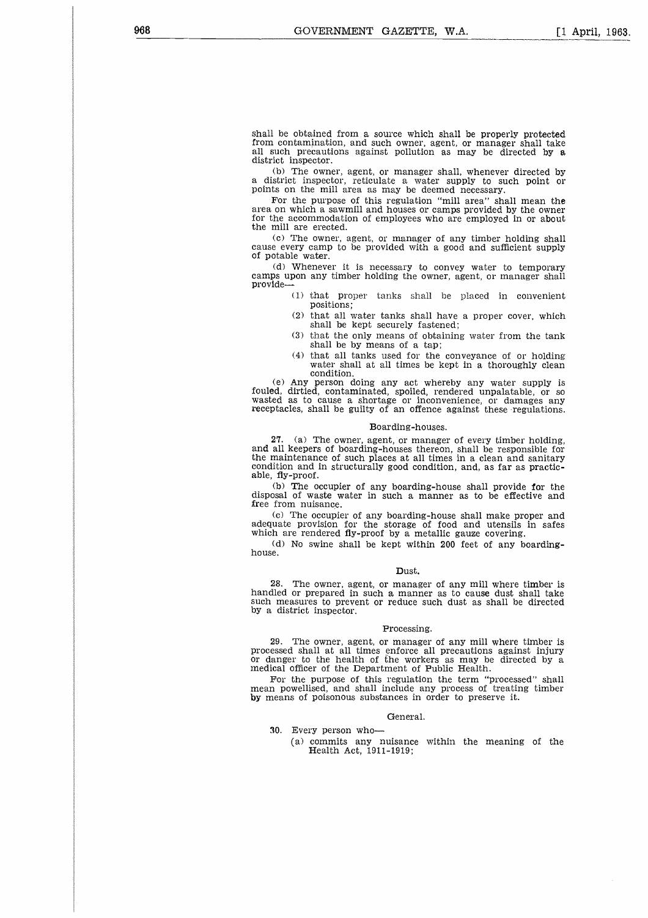shall be obtained from a source which shall be properly protected from contamination, and such owner, agent, or manager shall take all such precautions against pollution as may be directed by a district inspector.

(b) The owner, agent, or manager shall, whenever directed by a district inspector, reticulate a water supply to such point or points on the mill area as may be deemed necessary.

For the purpose of this regulation "mill area" shall mean the area on which a sawmill and houses or camps provided by the owner for the accommodation of employees who are employed in or about the mill are erected.

(c) The owner, agent, or manager of any timber holding shall cause every camp to be provided with a good and sufficient supply of potable water.

(d) Whenever it is necessary to convey water to temporary camps upon any timber holding the owner, agent, or manager shall provide—

(1) that proper tanks shall be placed in convenient positions;

(2) that all water tanks shall have a proper cover, which shall be kept securely fastened;

(3) that the only means of obtaining water from the tank shall be by means of a tap;

(4) that all tanks used for the conveyance of or holding water shall at all times be kept in a thoroughly clean condition.

(e) Any person doing any act whereby any water supply is fouled, dirtied, contaminated, spoiled, rendered unpalatable, or so wasted as to cause a shortage or inconvenience, or damages any receptacles, shall be guilty of an offence against these regulations.

Boarding-houses.

27. (a) The owner, agent, or manager of every timber holding, and all keepers of boarding-houses thereon, shall be responsible for the maintenance of such places at all times in a clean and sanitary condition and in structurally good condition, and, as far as practicable, fly-proof.

(b) The occupier of any boarding-house shall provide for the disposal of waste water in such a manner as to be effective and free from nuisance.

(c) The occupier of any boarding-house shall make proper and adequate provision for the storage of food and utensils in safes which are rendered fly-proof by a metallic gauze covering.

(d) No swine shall be kept within 200 feet of any boarding-house.

Dust.

28. The owner, agent, or manager of any mill where timber is handled or prepared in such a manner as to cause dust shall take such measures to prevent or reduce such dust as shall be directed by a district inspector.

Processing.

29. The owner, agent, or manager of any mill where timber is processed shall at all times enforce all precautions against injury or danger to the health of the workers as may be directed by a medical officer of the Department of Public Health.

For the purpose of this regulation the term "processed" shall mean powellised, and shall include any process of treating timber by means of poisonous substances in order to preserve it.

General.

30. Every person who—

(a) commits any nuisance within the meaning of the Health Act, 1911-1919;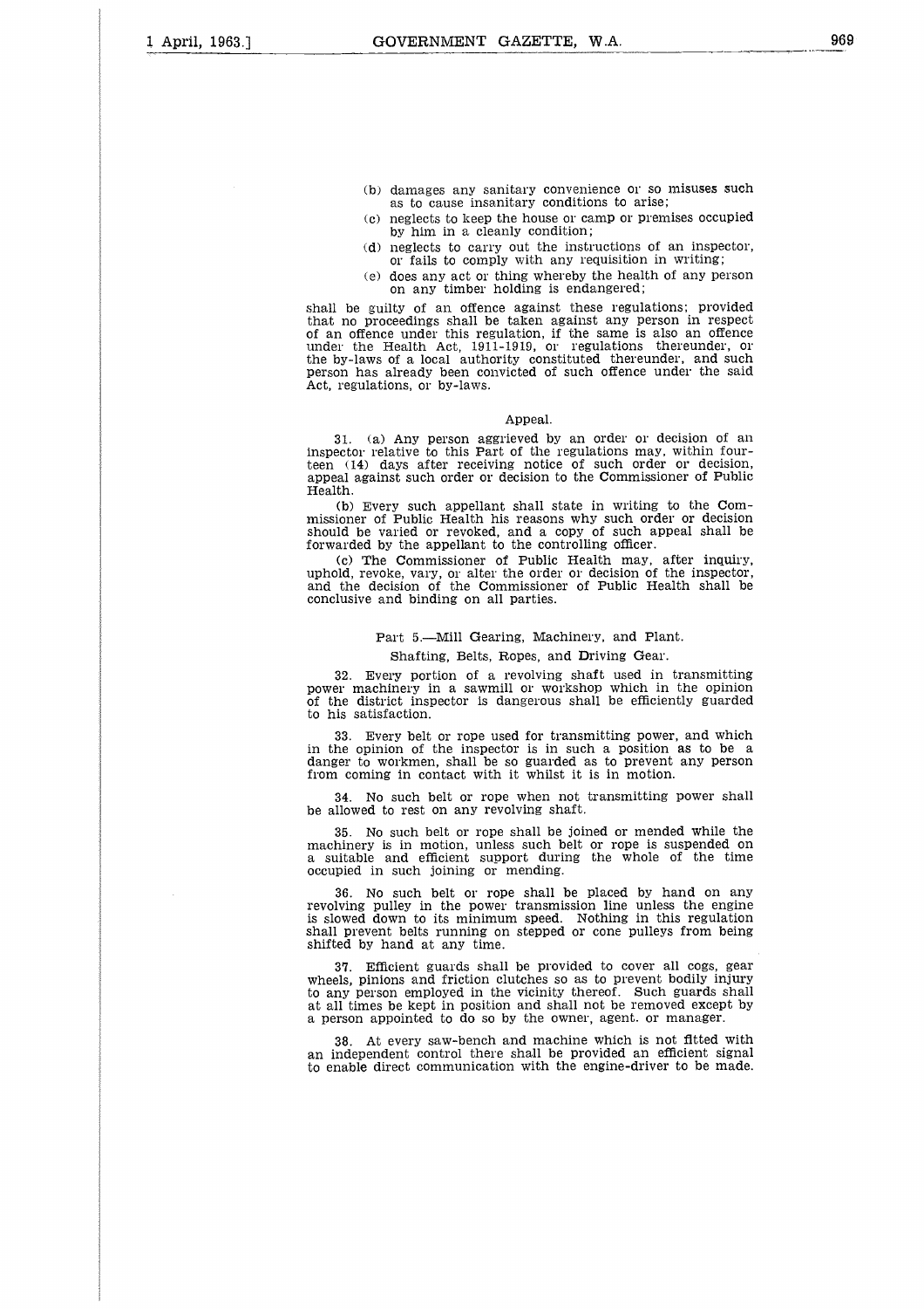(b) damages any sanitary convenience or so misuses such as to cause insanitary conditions to arise;

(c) neglects to keep the house or camp or premises occupied by him in a cleanly condition;

(d) neglects to carry out the instructions of an inspector, or fails to comply with any requisition in writing;

(e) does any act or thing whereby the health of any person on any timber holding is endangered;

shall be guilty of an offence against these regulations; provided that no proceedings shall be taken against any person in respect of an offence under this regulation, if the same is also an offence under the Health Act, 1911-1919, or regulations thereunder, or the by-laws of a local authority constituted thereunder, and such person has already been convicted of such offence under the said Act, regulations, or by-laws.

Appeal.

31. (a) Any person aggrieved by an order or decision of an inspector relative to this Part of the regulations may, within fourteen (14) days after receiving notice of such order or decision, appeal against such order or decision to the Commissioner of Public Health.

(b) Every such appellant shall state in writing to the Commissioner of Public Health his reasons why such order or decision should be varied or revoked, and a copy of such appeal shall be forwarded by the appellant to the controlling officer.

(c) The Commissioner of Public Health may, after inquiry, uphold, revoke, vary, or alter the order or decision of the inspector, and the decision of the Commissioner of Public Health shall be conclusive and binding on all parties.

Part 5.—Mill Gearing, Machinery, and Plant.

Shafting, Belts, Ropes, and Driving Gear.

32. Every portion of a revolving shaft used in transmitting power machinery in a sawmill or workshop which in the opinion of the district inspector is dangerous shall be efficiently guarded to his satisfaction.

33. Every belt or rope used for transmitting power, and which in the opinion of the inspector is in such a position as to be a danger to workmen, shall be so guarded as to prevent any person from coming in contact with it whilst it is in motion.

34. No such belt or rope when not transmitting power shall be allowed to rest on any revolving shaft.

35. No such belt or rope shall be joined or mended while the machinery is in motion, unless such belt or rope is suspended on a suitable and efficient support during the whole of the time occupied in such joining or mending.

36. No such belt or rope shall be placed by hand on any revolving pulley in the power transmission line unless the engine is slowed down to its minimum speed. Nothing in this regulation shall prevent belts running on stepped or cone pulleys from being shifted by hand at any time.

37. Efficient guards shall be provided to cover all cogs, gear wheels, pinions and friction clutches so as to prevent bodily injury to any person employed in the vicinity thereof. Such guards shall at all times be kept in position and shall not be removed except by a person appointed to do so by the owner, agent, or manager.

38. At every saw-bench and machine which is not fitted with an independent control there shall be provided an efficient signal to enable direct communication with the engine-driver to be made.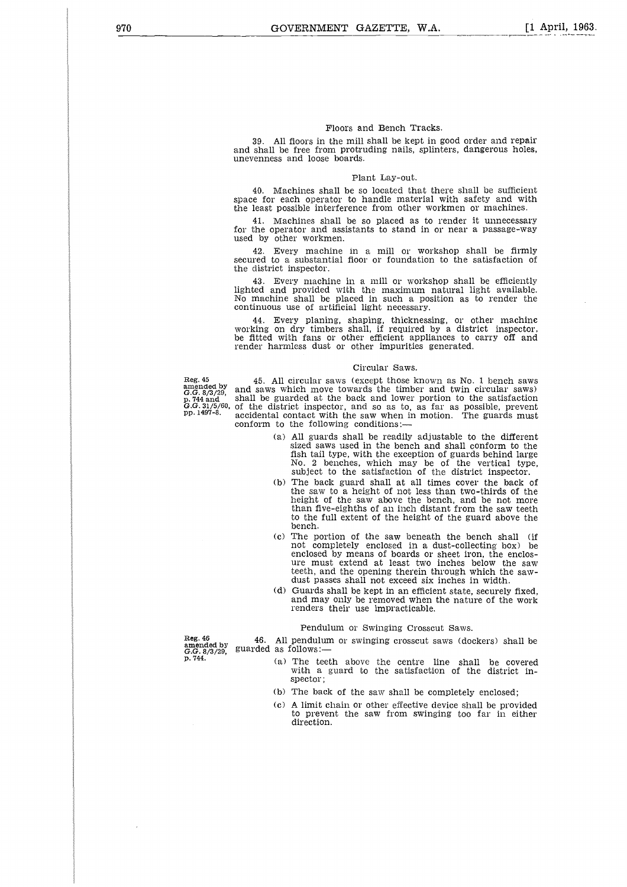### Floors and Bench Tracks.

39. All floors in the mill shall be kept in good order and repair and shall be free from protruding nails, splinters, dangerous holes, unevenness and loose boards.

### Plant Lay-out.

40. Machines shall be so located that there shall be sufficient space for each operator to handle material with safety and with the least possible interference from other workmen or machines.

41. Machines shall be so placed as to render it unnecessary for the operator and assistants to stand in or near a passage-way used by other workmen.

42. Every machine in a mill or workshop shall be firmly secured to a substantial floor or foundation to the satisfaction of the district inspector.

43. Every machine in a mill or workshop shall be efficiently lighted and provided with the maximum natural light available. No machine shall be placed in such a position as to render the continuous use of artificial light necessary.

44. Every planing, shaping, thicknessing, or other machine working on dry timbers shall, if required by a district inspector, be fitted with fans or other efficient appliances to carry off and render harmless dust or other impurities generated.

### Circular Saws.

Reg. 45 amended by G.G. 8/3/29, p. 744 and G.G. 31/5/60, pp. 1497-8.

45. All circular saws (except those known as No. 1 bench saws and saws which move towards the timber and twin circular saws) shall be guarded at the back and lower portion to the satisfaction of the district inspector, and so as to, as far as possible, prevent accidental contact with the saw when in motion. The guards must conform to the following conditions:—

(a) All guards shall be readily adjustable to the different sized saws used in the bench and shall conform to the fish tail type, with the exception of guards behind large No. 2 benches, which may be of the vertical type, subject to the satisfaction of the district inspector.

(b) The back guard shall at all times cover the back of the saw to a height of not less than two-thirds of the height of the saw above the bench, and be not more than five-eighths of an inch distant from the saw teeth to the full extent of the height of the guard above the bench.

(c) The portion of the saw beneath the bench shall (if not completely enclosed in a dust-collecting box) be enclosed by means of boards or sheet iron, the enclosure must extend at least two inches below the saw teeth, and the opening therein through which the sawdust passes shall not exceed six inches in width.

(d) Guards shall be kept in an efficient state, securely fixed, and may only be removed when the nature of the work renders their use impracticable.

### Pendulum or Swinging Crosscut Saws.

Reg. 46 amended by G.G. 8/3/29, p. 744.

46. All pendulum or swinging crosscut saws (dockers) shall be guarded as follows:—

(a) The teeth above the centre line shall be covered with a guard to the satisfaction of the district inspector;

(b) The back of the saw shall be completely enclosed;

(c) A limit chain or other effective device shall be provided to prevent the saw from swinging too far in either direction.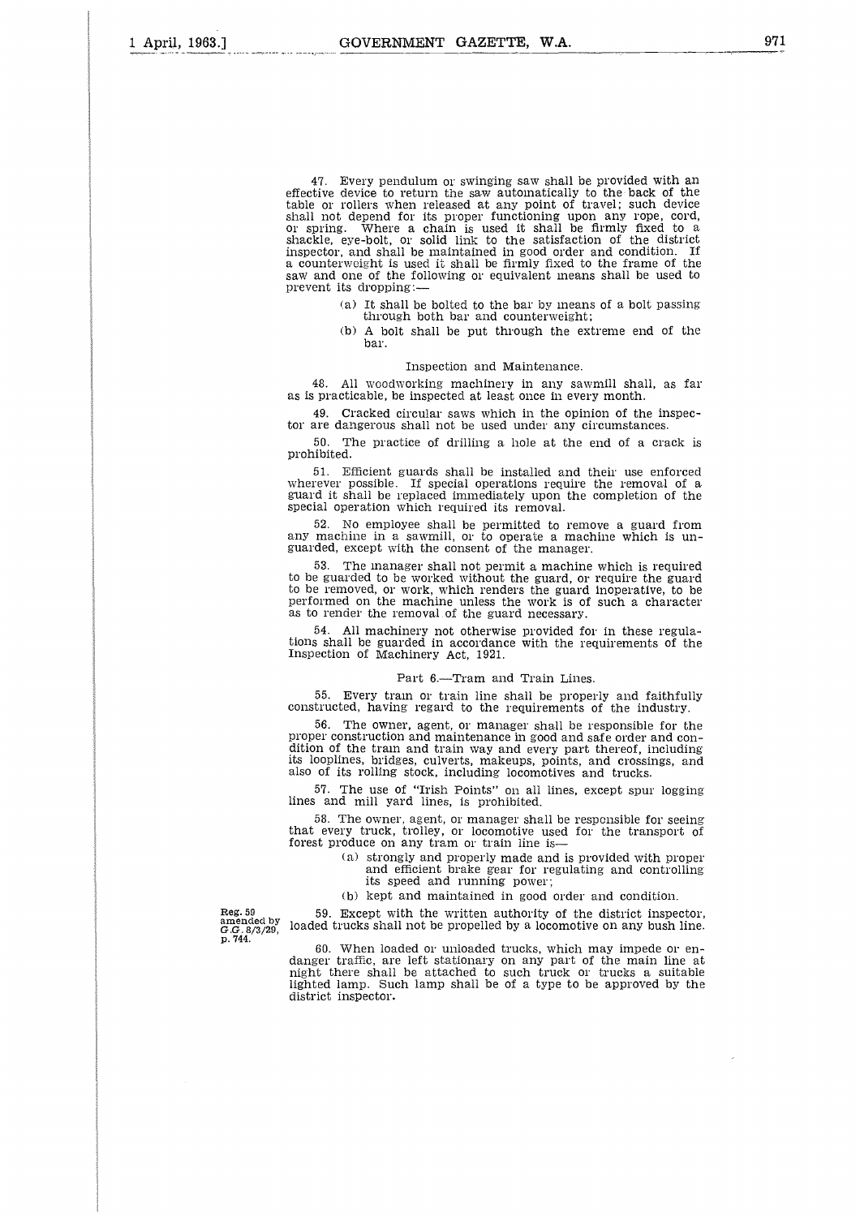47. Every pendulum or swinging saw shall be provided with an effective device to return the saw automatically to the back of the table or rollers when released at any point of travel; such device shall not depend for its proper functioning upon any rope, cord, or spring. Where a chain is used it shall be firmly fixed to a shackle, eye-bolt, or solid link to the satisfaction of the district inspector, and shall be maintained in good order and condition. If a counterweight is used it shall be firmly fixed to the frame of the saw and one of the following or equivalent means shall be used to prevent its dropping:—

(a) It shall be bolted to the bar by means of a bolt passing through both bar and counterweight;

(b) A bolt shall be put through the extreme end of the bar.

### Inspection and Maintenance.

48. All woodworking machinery in any sawmill shall, as far as is practicable, be inspected at least once in every month.

49. Cracked circular saws which in the opinion of the inspector are dangerous shall not be used under any circumstances.

50. The practice of drilling a hole at the end of a crack is prohibited.

51. Efficient guards shall be installed and their use enforced wherever possible. If special operations require the removal of a guard it shall be replaced immediately upon the completion of the special operation which required its removal.

52. No employee shall be permitted to remove a guard from any machine in a sawmill, or to operate a machine which is unguarded, except with the consent of the manager.

53. The manager shall not permit a machine which is required to be guarded to be worked without the guard, or require the guard to be removed, or work, which renders the guard inoperative, to be performed on the machine unless the work is of such a character as to render the removal of the guard necessary.

54. All machinery not otherwise provided for in these regulations shall be guarded in accordance with the requirements of the Inspection of Machinery Act, 1921.

## Part 6.—Tram and Train Lines.

55. Every tram or train line shall be properly and faithfully constructed, having regard to the requirements of the industry.

56. The owner, agent, or manager shall be responsible for the proper construction and maintenance in good and safe order and condition of the tram and train way and every part thereof, including its looplines, bridges, culverts, makeups, points, and crossings, and also of its rolling stock, including locomotives and trucks.

57. The use of "Irish Points" on all lines, except spur logging lines and mill yard lines, is prohibited.

58. The owner, agent, or manager shall be responsible for seeing that every truck, trolley, or locomotive used for the transport of forest produce on any tram or train line is—

(a) strongly and properly made and is provided with proper and efficient brake gear for regulating and controlling its speed and running power;

(b) kept and maintained in good order and condition.

Reg. 59 amended by G.G. 8/3/29, p. 744.

59. Except with the written authority of the district inspector, loaded trucks shall not be propelled by a locomotive on any bush line.

60. When loaded or unloaded trucks, which may impede or endanger traffic, are left stationary on any part of the main line at night there shall be attached to such truck or trucks a suitable lighted lamp. Such lamp shall be of a type to be approved by the district inspector.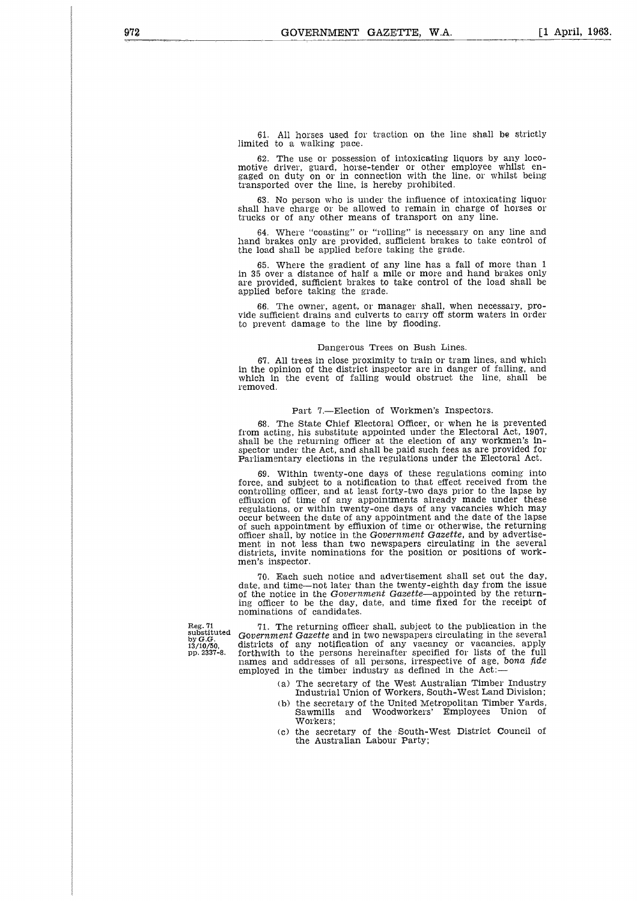61. All horses used for traction on the line shall be strictly limited to a walking pace.

62. The use or possession of intoxicating liquors by any locomotive driver, guard, horse-tender or other employee whilst engaged on duty on or in connection with the line, or whilst being transported over the line, is hereby prohibited.

63. No person who is under the influence of intoxicating liquor shall have charge or be allowed to remain in charge of horses or trucks or of any other means of transport on any line.

64. Where "coasting" or "rolling" is necessary on any line and hand brakes only are provided, sufficient brakes to take control of the load shall be applied before taking the grade.

65. Where the gradient of any line has a fall of more than 1 in 35 over a distance of half a mile or more and hand brakes only are provided, sufficient brakes to take control of the load shall be applied before taking the grade.

66. The owner, agent, or manager shall, when necessary, provide sufficient drains and culverts to carry off storm waters in order to prevent damage to the line by flooding.

### Dangerous Trees on Bush Lines.

67. All trees in close proximity to train or tram lines, and which in the opinion of the district inspector are in danger of falling, and which in the event of falling would obstruct the line, shall be removed.

## Part 7.—Election of Workmen's Inspectors.

68. The State Chief Electoral Officer, or when he is prevented from acting, his substitute appointed under the Electoral Act, 1907, shall be the returning officer at the election of any workmen's inspector under the Act, and shall be paid such fees as are provided for Parliamentary elections in the regulations under the Electoral Act.

69. Within twenty-one days of these regulations coming into force, and subject to a notification to that effect received from the controlling officer, and at least forty-two days prior to the lapse by effluxion of time of any appointments already made under these regulations, or within twenty-one days of any vacancies which may occur between the date of any appointment and the date of the lapse of such appointment by effluxion of time or otherwise, the returning officer shall, by notice in the *Government Gazette*, and by advertisement in not less than two newspapers circulating in the several districts, invite nominations for the position or positions of workmen's inspector.

70. Each such notice and advertisement shall set out the day, date, and time—not later than the twenty-eighth day from the issue of the notice in the *Government Gazette*—appointed by the returning officer to be the day, date, and time fixed for the receipt of nominations of candidates.

Reg. 71 substituted by G.G. 13/10/50, pp. 2337-8.

71. The returning officer shall, subject to the publication in the *Government Gazette* and in two newspapers circulating in the several districts of any notification of any vacancy or vacancies, apply forthwith to the persons hereinafter specified for lists of the full names and addresses of all persons, irrespective of age, *bona fide* employed in the timber industry as defined in the Act:—

(a) The secretary of the West Australian Timber Industry Industrial Union of Workers, South-West Land Division;

(b) the secretary of the United Metropolitan Timber Yards, Sawmills and Woodworkers' Employees Union of Workers;

(c) the secretary of the South-West District Council of the Australian Labour Party;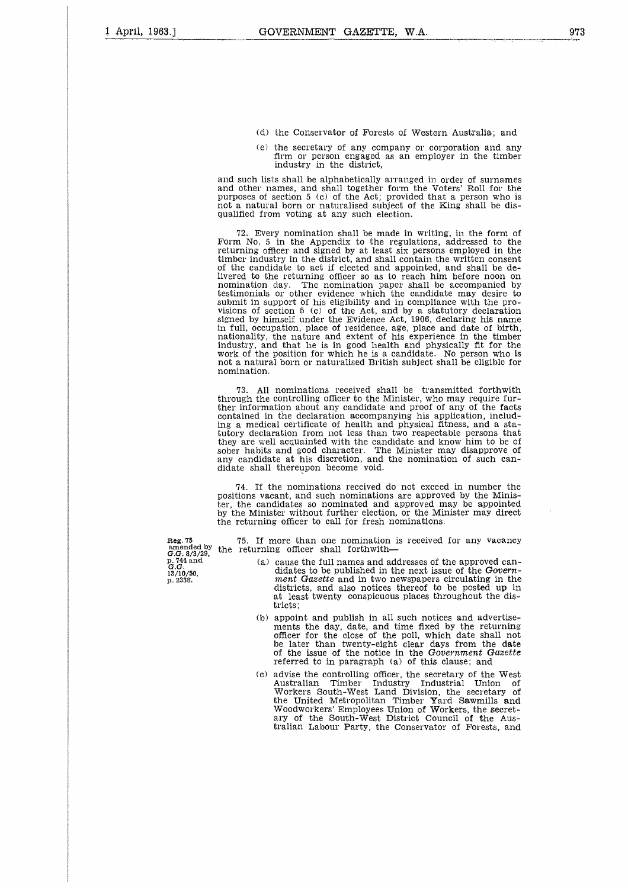(d) the Conservator of Forests of Western Australia; and

(e) the secretary of any company or corporation and any firm or person engaged as an employer in the timber industry in the district,

and such lists shall be alphabetically arranged in order of surnames and other names, and shall together form the Voters' Roll for the purposes of section 5 (c) of the Act; provided that a person who is not a natural born or naturalised subject of the King shall be disqualified from voting at any such election.

72. Every nomination shall be made in writing, in the form of Form No. 5 in the Appendix to the regulations, addressed to the returning officer and signed by at least six persons employed in the timber industry in the district, and shall contain the written consent of the candidate to act if elected and appointed, and shall be delivered to the returning officer so as to reach him before noon on nomination day. The nomination paper shall be accompanied by testimonials or other evidence which the candidate may desire to submit in support of his eligibility and in compliance with the provisions of section 5 (c) of the Act, and by a statutory declaration signed by himself under the Evidence Act, 1906, declaring his name in full, occupation, place of residence, age, place and date of birth, nationality, the nature and extent of his experience in the timber industry, and that he is in good health and physically fit for the work of the position for which he is a candidate. No person who is not a natural born or naturalised British subject shall be eligible for nomination.

73. All nominations received shall be transmitted forthwith through the controlling officer to the Minister, who may require further information about any candidate and proof of any of the facts contained in the declaration accompanying his application, including a medical certificate of health and physical fitness, and a statutory declaration from not less than two respectable persons that they are well acquainted with the candidate and know him to be of sober habits and good character. The Minister may disapprove of any candidate at his discretion, and the nomination of such candidate shall thereupon become void.

74. If the nominations received do not exceed in number the positions vacant, and such nominations are approved by the Minister, the candidates so nominated and approved may be appointed by the Minister without further election, or the Minister may direct the returning officer to call for fresh nominations.

Reg. 75 amended by *G.G.* 8/3/29, p. 744 and *G.G.* 13/10/50, p. 2338.

75. If more than one nomination is received for any vacancy the returning officer shall forthwith—

(a) cause the full names and addresses of the approved candidates to be published in the next issue of the *Government Gazette* and in two newspapers circulating in the districts, and also notices thereof to be posted up in at least twenty conspicuous places throughout the districts;

(b) appoint and publish in all such notices and advertisements the day, date, and time fixed by the returning officer for the close of the poll, which date shall not be later than twenty-eight clear days from the date of the issue of the notice in the *Government Gazette* referred to in paragraph (a) of this clause; and

(c) advise the controlling officer, the secretary of the West Australian Timber Industry Industrial Union of Workers South-West Land Division, the secretary of the United Metropolitan Timber Yard Sawmills and Woodworkers' Employees Union of Workers, the secretary of the South-West District Council of the Australian Labour Party, the Conservator of Forests, and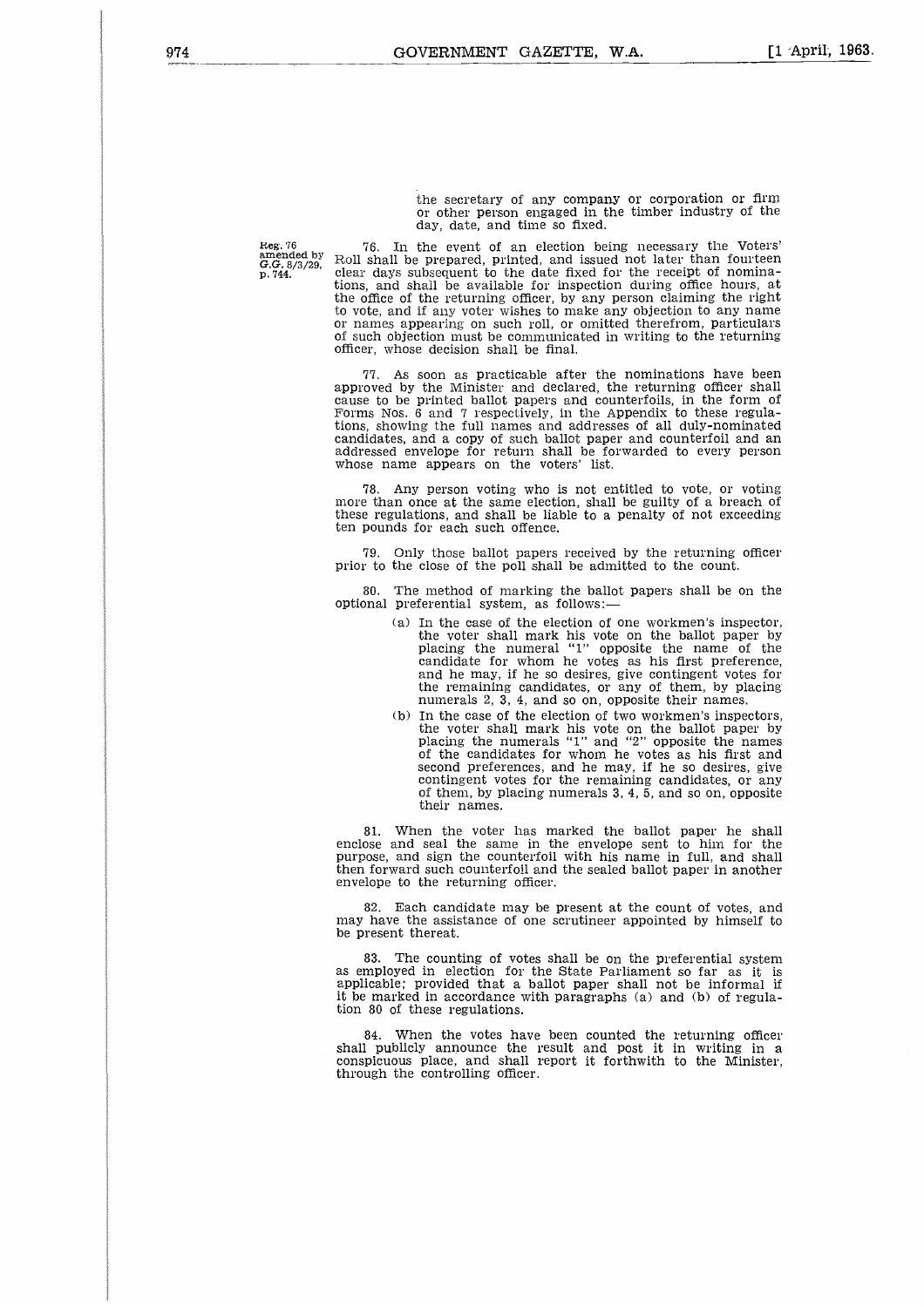the secretary of any company or corporation or firm or other person engaged in the timber industry of the day, date, and time so fixed.

Reg. 76 amended by G.G. 8/3/29, p. 744.

76. In the event of an election being necessary the Voters' Roll shall be prepared, printed, and issued not later than fourteen clear days subsequent to the date fixed for the receipt of nominations, and shall be available for inspection during office hours, at the office of the returning officer, by any person claiming the right to vote, and if any voter wishes to make any objection to any name or names appearing on such roll, or omitted therefrom, particulars of such objection must be communicated in writing to the returning officer, whose decision shall be final.

77. As soon as practicable after the nominations have been approved by the Minister and declared, the returning officer shall cause to be printed ballot papers and counterfoils, in the form of Forms Nos. 6 and 7 respectively, in the Appendix to these regulations, showing the full names and addresses of all duly-nominated candidates, and a copy of such ballot paper and counterfoil and an addressed envelope for return shall be forwarded to every person whose name appears on the voters' list.

78. Any person voting who is not entitled to vote, or voting more than once at the same election, shall be guilty of a breach of these regulations, and shall be liable to a penalty of not exceeding ten pounds for each such offence.

79. Only those ballot papers received by the returning officer prior to the close of the poll shall be admitted to the count.

80. The method of marking the ballot papers shall be on the optional preferential system, as follows:—

(a) In the case of the election of one workmen's inspector, the voter shall mark his vote on the ballot paper by placing the numeral "1" opposite the name of the candidate for whom he votes as his first preference, and he may, if he so desires, give contingent votes for the remaining candidates, or any of them, by placing numerals 2, 3, 4, and so on, opposite their names.

(b) In the case of the election of two workmen's inspectors, the voter shall mark his vote on the ballot paper by placing the numerals "1" and "2" opposite the names of the candidates for whom he votes as his first and second preferences, and he may, if he so desires, give contingent votes for the remaining candidates, or any of them, by placing numerals 3, 4, 5, and so on, opposite their names.

81. When the voter has marked the ballot paper he shall enclose and seal the same in the envelope sent to him for the purpose, and sign the counterfoil with his name in full, and shall then forward such counterfoil and the sealed ballot paper in another envelope to the returning officer.

82. Each candidate may be present at the count of votes, and may have the assistance of one scrutineer appointed by himself to be present thereat.

83. The counting of votes shall be on the preferential system as employed in election for the State Parliament so far as it is applicable; provided that a ballot paper shall not be informal if it be marked in accordance with paragraphs (a) and (b) of regulation 80 of these regulations.

84. When the votes have been counted the returning officer shall publicly announce the result and post it in writing in a conspicuous place, and shall report it forthwith to the Minister, through the controlling officer.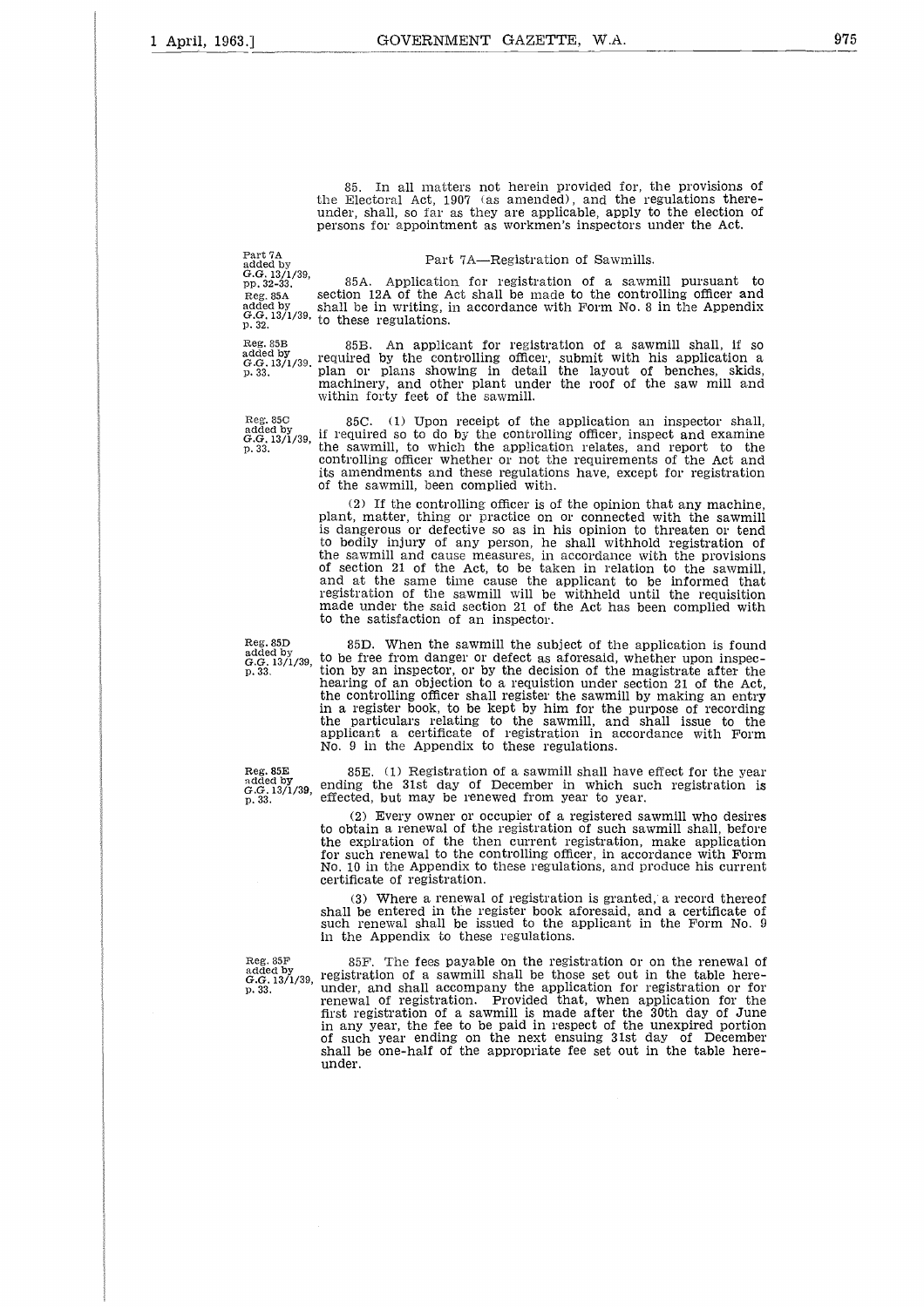85. In all matters not herein provided for, the provisions of the Electoral Act, 1907 (as amended), and the regulations thereunder, shall, so far as they are applicable, apply to the election of persons for appointment as workmen's inspectors under the Act.

Part 7A added by G.G. 13/1/39, pp. 32-33.

## Part 7A—Registration of Sawmills.

Reg. 85A added by G.G. 13/1/39, p. 32.

85A. Application for registration of a sawmill pursuant to section 12A of the Act shall be made to the controlling officer and shall be in writing, in accordance with Form No. 8 in the Appendix to these regulations.

Reg. 85B added by G.G. 13/1/39, p. 33.

85B. An applicant for registration of a sawmill shall, if so required by the controlling officer, submit with his application a plan or plans showing in detail the layout of benches, skids, machinery, and other plant under the roof of the saw mill and within forty feet of the sawmill.

Reg. 85C added by G.G. 13/1/39, p. 33.

85C. (1) Upon receipt of the application an inspector shall, if required so to do by the controlling officer, inspect and examine the sawmill, to which the application relates, and report to the controlling officer whether or not the requirements of the Act and its amendments and these regulations have, except for registration of the sawmill, been complied with.

(2) If the controlling officer is of the opinion that any machine, plant, matter, thing or practice on or connected with the sawmill is dangerous or defective so as in his opinion to threaten or tend to bodily injury of any person, he shall withhold registration of the sawmill and cause measures, in accordance with the provisions of section 21 of the Act, to be taken in relation to the sawmill, and at the same time cause the applicant to be informed that registration of the sawmill will be withheld until the requisition made under the said section 21 of the Act has been complied with to the satisfaction of an inspector.

Reg. 85D added by G.G. 13/1/39, p. 33.

85D. When the sawmill the subject of the application is found to be free from danger or defect as aforesaid, whether upon inspection by an inspector, or by the decision of the magistrate after the hearing of an objection to a requistion under section 21 of the Act, the controlling officer shall register the sawmill by making an entry in a register book, to be kept by him for the purpose of recording the particulars relating to the sawmill, and shall issue to the applicant a certificate of registration in accordance with Form No. 9 in the Appendix to these regulations.

Reg. 85E added by G.G. 13/1/39, p. 33.

85E. (1) Registration of a sawmill shall have effect for the year ending the 31st day of December in which such registration is effected, but may be renewed from year to year.

(2) Every owner or occupier of a registered sawmill who desires to obtain a renewal of the registration of such sawmill shall, before the expiration of the then current registration, make application for such renewal to the controlling officer, in accordance with Form No. 10 in the Appendix to these regulations, and produce his current certificate of registration.

(3) Where a renewal of registration is granted, a record thereof shall be entered in the register book aforesaid, and a certificate of such renewal shall be issued to the applicant in the Form No. 9 in the Appendix to these regulations.

Reg. 85F added by G.G. 13/1/39, p. 33.

85F. The fees payable on the registration or on the renewal of registration of a sawmill shall be those set out in the table hereunder, and shall accompany the application for registration or for renewal of registration. Provided that, when application for the first registration of a sawmill is made after the 30th day of June in any year, the fee to be paid in respect of the unexpired portion of such year ending on the next ensuing 31st day of December shall be one-half of the appropriate fee set out in the table hereunder.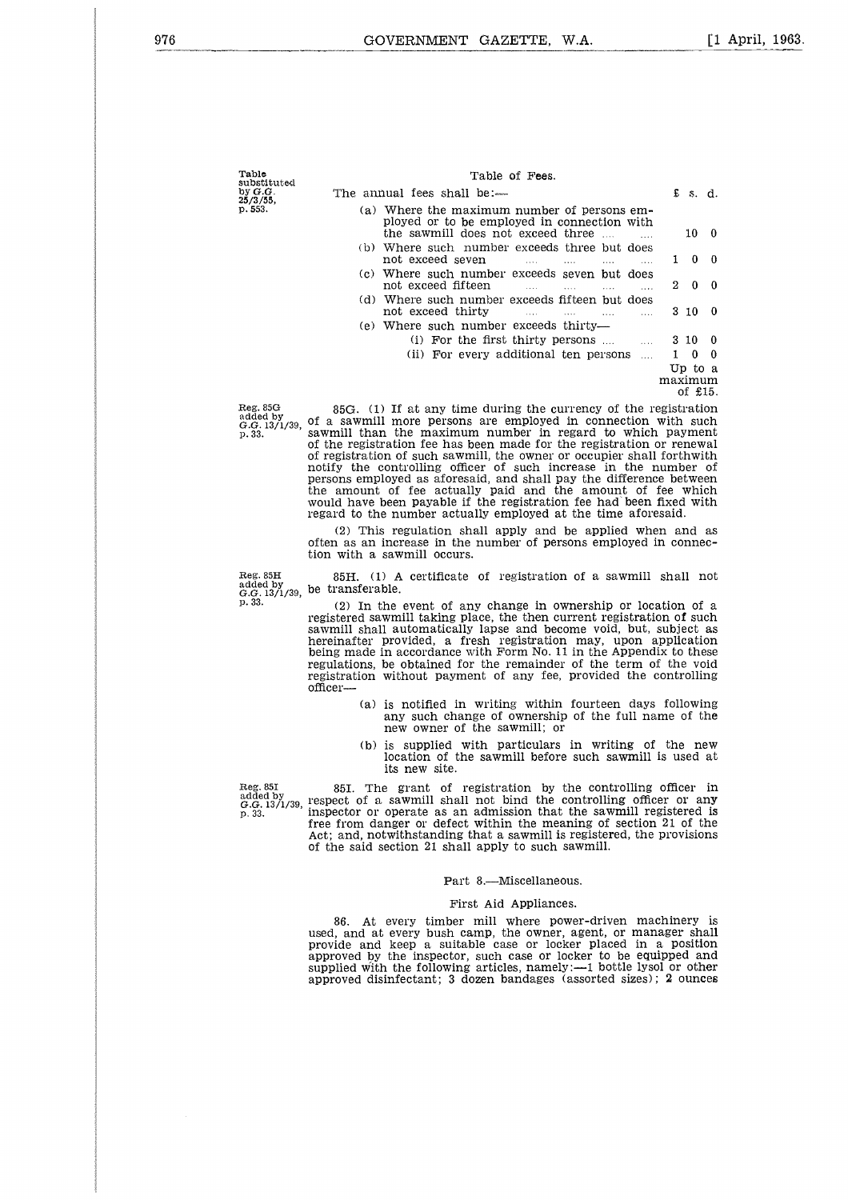Table substituted by G.G. 25/3/55, p. 553.

Table of Fees.

The annual fees shall be:—

| | £ s. d. |
|---|---|
| (a) Where the maximum number of persons employed or to be employed in connection with the sawmill does not exceed three .... .... | 10 0 |
| (b) Where such number exceeds three but does not exceed seven .... .... .... .... | 1 0 0 |
| (c) Where such number exceeds seven but does not exceed fifteen .... .... .... .... | 2 0 0 |
| (d) Where such number exceeds fifteen but does not exceed thirty .... .... .... .... | 3 10 0 |
| (e) Where such number exceeds thirty— | |
| (i) For the first thirty persons .... .... | 3 10 0 |
| (ii) For every additional ten persons .... | 1 0 0 |
| | Up to a maximum of £15. |

Reg. 85G added by G.G. 13/1/39, p. 33.

85G. (1) If at any time during the currency of the registration of a sawmill more persons are employed in connection with such sawmill than the maximum number in regard to which payment of the registration fee has been made for the registration or renewal of registration of such sawmill, the owner or occupier shall forthwith notify the controlling officer of such increase in the number of persons employed as aforesaid, and shall pay the difference between the amount of fee actually paid and the amount of fee which would have been payable if the registration fee had been fixed with regard to the number actually employed at the time aforesaid.

(2) This regulation shall apply and be applied when and as often as an increase in the number of persons employed in connection with a sawmill occurs.

Reg. 85H added by G.G. 13/1/39, p. 33.

85H. (1) A certificate of registration of a sawmill shall not be transferable.

(2) In the event of any change in ownership or location of a registered sawmill taking place, the then current registration of such sawmill shall automatically lapse and become void, but, subject as hereinafter provided, a fresh registration may, upon application being made in accordance with Form No. 11 in the Appendix to these regulations, be obtained for the remainder of the term of the void registration without payment of any fee, provided the controlling officer—

(a) is notified in writing within fourteen days following any such change of ownership of the full name of the new owner of the sawmill; or

(b) is supplied with particulars in writing of the new location of the sawmill before such sawmill is used at its new site.

Reg. 85I added by G.G. 13/1/39, p. 33.

85I. The grant of registration by the controlling officer in respect of a sawmill shall not bind the controlling officer or any inspector or operate as an admission that the sawmill registered is free from danger or defect within the meaning of section 21 of the Act; and, notwithstanding that a sawmill is registered, the provisions of the said section 21 shall apply to such sawmill.

## Part 8.—Miscellaneous.

### First Aid Appliances.

86. At every timber mill where power-driven machinery is used, and at every bush camp, the owner, agent, or manager shall provide and keep a suitable case or locker placed in a position approved by the inspector, such case or locker to be equipped and supplied with the following articles, namely:—1 bottle lysol or other approved disinfectant; 3 dozen bandages (assorted sizes); 2 ounces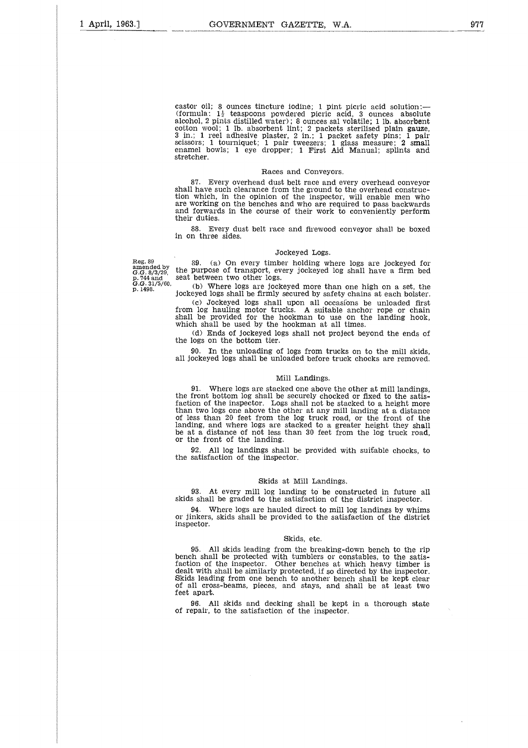castor oil; 8 ounces tincture iodine; 1 pint picric acid solution:—(formula: 1½ teaspoons powdered picric acid, 3 ounces absolute alcohol, 2 pints distilled water); 8 ounces sal volatile; 1 lb. absorbent cotton wool; 1 lb. absorbent lint; 2 packets sterilised plain gauze, 3 in.; 1 reel adhesive plaster, 2 in.; 1 packet safety pins; 1 pair scissors; 1 tourniquet; 1 pair tweezers; 1 glass measure; 2 small enamel bowls; 1 eye dropper; 1 First Aid Manual; splints and stretcher.

### Races and Conveyors.

87. Every overhead dust belt race and every overhead conveyor shall have such clearance from the ground to the overhead construction which, in the opinion of the inspector, will enable men who are working on the benches and who are required to pass backwards and forwards in the course of their work to conveniently perform their duties.

88. Every dust belt race and firewood conveyor shall be boxed in on three sides.

### Jockeyed Logs.

Reg. 89 amended by *G.G.* 8/3/29, p. 744 and *G.G.* 31/5/60, p. 1498.

89. (a) On every timber holding where logs are jockeyed for the purpose of transport, every jockeyed log shall have a firm bed seat between two other logs.

(b) Where logs are jockeyed more than one high on a set, the jockeyed logs shall be firmly secured by safety chains at each bolster.

(c) Jockeyed logs shall upon all occasions be unloaded first from log hauling motor trucks. A suitable anchor rope or chain shall be provided for the hookman to use on the landing hook, which shall be used by the hookman at all times.

(d) Ends of jockeyed logs shall not project beyond the ends of the logs on the bottom tier.

90. In the unloading of logs from trucks on to the mill skids, all jockeyed logs shall be unloaded before truck chocks are removed.

### Mill Landings.

91. Where logs are stacked one above the other at mill landings, the front bottom log shall be securely chocked or fixed to the satisfaction of the inspector. Logs shall not be stacked to a height more than two logs one above the other at any mill landing at a distance of less than 20 feet from the log truck road, or the front of the landing, and where logs are stacked to a greater height they shall be at a distance of not less than 30 feet from the log truck road, or the front of the landing.

92. All log landings shall be provided with suitable chocks, to the satisfaction of the inspector.

### Skids at Mill Landings.

93. At every mill log landing to be constructed in future all skids shall be graded to the satisfaction of the district inspector.

94. Where logs are hauled direct to mill log landings by whims or jinkers, skids shall be provided to the satisfaction of the district inspector.

### Skids, etc.

95. All skids leading from the breaking-down bench to the rip bench shall be protected with tumblers or constables, to the satisfaction of the inspector. Other benches at which heavy timber is dealt with shall be similarly protected, if so directed by the inspector. Skids leading from one bench to another bench shall be kept clear of all cross-beams, pieces, and stays, and shall be at least two feet apart.

96. All skids and decking shall be kept in a thorough state of repair, to the satisfaction of the inspector.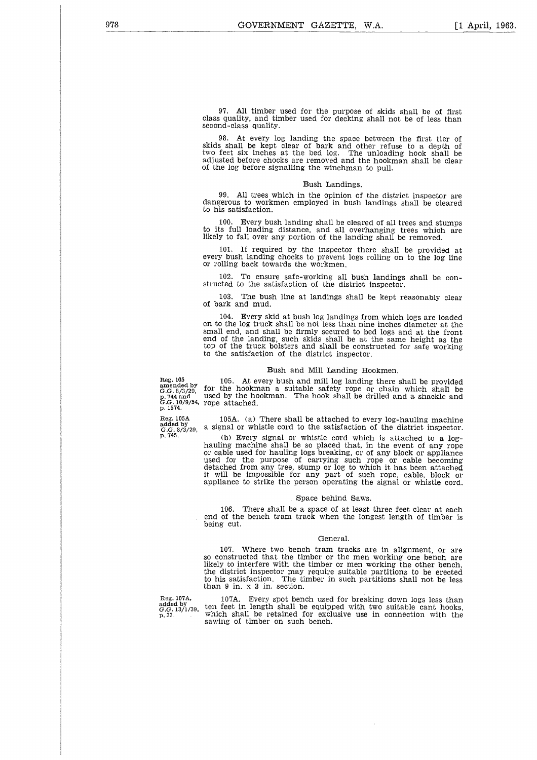97. All timber used for the purpose of skids shall be of first class quality, and timber used for decking shall not be of less than second-class quality.

98. At every log landing the space between the first tier of skids shall be kept clear of bark and other refuse to a depth of two feet six inches at the bed log. The unloading hook shall be adjusted before chocks are removed and the hookman shall be clear of the log before signalling the winchman to pull.

### Bush Landings.

99. All trees which in the opinion of the district inspector are dangerous to workmen employed in bush landings shall be cleared to his satisfaction.

100. Every bush landing shall be cleared of all trees and stumps to its full loading distance, and all overhanging trees which are likely to fall over any portion of the landing shall be removed.

101. If required by the inspector there shall be provided at every bush landing chocks to prevent logs rolling on to the log line or rolling back towards the workmen.

102. To ensure safe-working all bush landings shall be constructed to the satisfaction of the district inspector.

103. The bush line at landings shall be kept reasonably clear of bark and mud.

104. Every skid at bush log landings from which logs are loaded on to the log truck shall be not less than nine inches diameter at the small end, and shall be firmly secured to bed logs and at the front end of the landing, such skids shall be at the same height as the top of the truck bolsters and shall be constructed for safe working to the satisfaction of the district inspector.

### Bush and Mill Landing Hookmen.

Reg. 105 amended by G.G. 8/3/29, p. 744 and G.G. 10/9/54, p. 1574.

105. At every bush and mill log landing there shall be provided for the hookman a suitable safety rope or chain which shall be used by the hookman. The hook shall be drilled and a shackle and rope attached.

Reg. 105A added by G.G. 8/3/29, p. 745.

105A. (a) There shall be attached to every log-hauling machine a signal or whistle cord to the satisfaction of the district inspector.

(b) Every signal or whistle cord which is attached to a log-hauling machine shall be so placed that, in the event of any rope or cable used for hauling logs breaking, or of any block or appliance used for the purpose of carrying such rope or cable becoming detached from any tree, stump or log to which it has been attached it will be impossible for any part of such rope, cable, block or appliance to strike the person operating the signal or whistle cord.

### Space behind Saws.

106. There shall be a space of at least three feet clear at each end of the bench tram track when the longest length of timber is being cut.

### General.

107. Where two bench tram tracks are in alignment, or are so constructed that the timber or the men working one bench are likely to interfere with the timber or men working the other bench, the district inspector may require suitable partitions to be erected to his satisfaction. The timber in such partitions shall not be less than 9 in. x 3 in. section.

Reg. 107A, added by G.G. 13/1/39, p. 33.

107A. Every spot bench used for breaking down logs less than ten feet in length shall be equipped with two suitable cant hooks, which shall be retained for exclusive use in connection with the sawing of timber on such bench.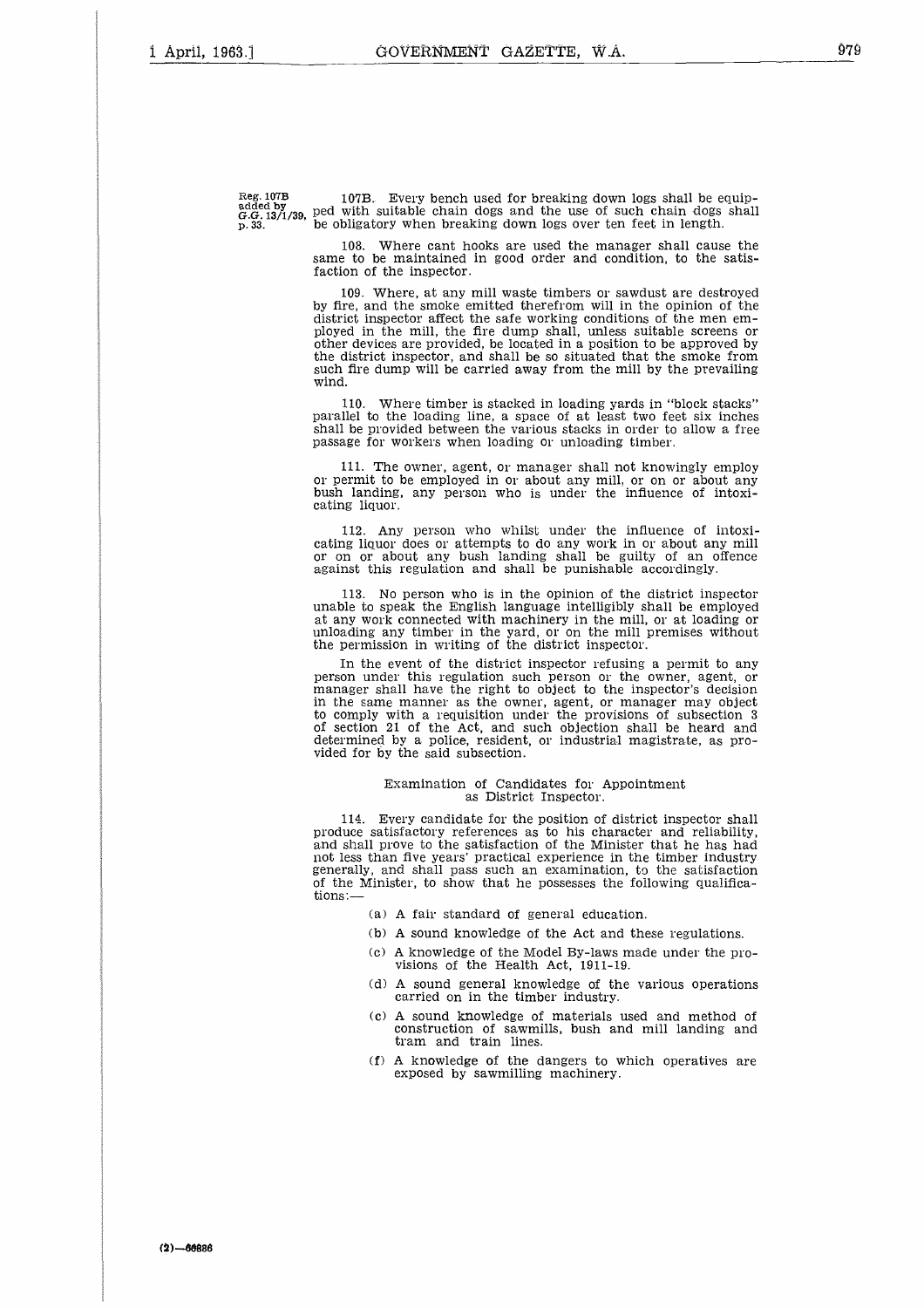Reg. 107B added by G.G. 13/1/39, p. 33.

107B. Every bench used for breaking down logs shall be equipped with suitable chain dogs and the use of such chain dogs shall be obligatory when breaking down logs over ten feet in length.

108. Where cant hooks are used the manager shall cause the same to be maintained in good order and condition, to the satisfaction of the inspector.

109. Where, at any mill waste timbers or sawdust are destroyed by fire, and the smoke emitted therefrom will in the opinion of the district inspector affect the safe working conditions of the men employed in the mill, the fire dump shall, unless suitable screens or other devices are provided, be located in a position to be approved by the district inspector, and shall be so situated that the smoke from such fire dump will be carried away from the mill by the prevailing wind.

110. Where timber is stacked in loading yards in "block stacks" parallel to the loading line, a space of at least two feet six inches shall be provided between the various stacks in order to allow a free passage for workers when loading or unloading timber.

111. The owner, agent, or manager shall not knowingly employ or permit to be employed in or about any mill, or on or about any bush landing, any person who is under the influence of intoxicating liquor.

112. Any person who whilst under the influence of intoxicating liquor does or attempts to do any work in or about any mill or on or about any bush landing shall be guilty of an offence against this regulation and shall be punishable accordingly.

113. No person who is in the opinion of the district inspector unable to speak the English language intelligibly shall be employed at any work connected with machinery in the mill, or at loading or unloading any timber in the yard, or on the mill premises without the permission in writing of the district inspector.

In the event of the district inspector refusing a permit to any person under this regulation such person or the owner, agent, or manager shall have the right to object to the inspector's decision in the same manner as the owner, agent, or manager may object to comply with a requisition under the provisions of subsection 3 of section 21 of the Act, and such objection shall be heard and determined by a police, resident, or industrial magistrate, as provided for by the said subsection.

### Examination of Candidates for Appointment as District Inspector.

114. Every candidate for the position of district inspector shall produce satisfactory references as to his character and reliability, and shall prove to the satisfaction of the Minister that he has had not less than five years' practical experience in the timber industry generally, and shall pass such an examination, to the satisfaction of the Minister, to show that he possesses the following qualifications:—

(a) A fair standard of general education.

(b) A sound knowledge of the Act and these regulations.

(c) A knowledge of the Model By-laws made under the provisions of the Health Act, 1911-19.

(d) A sound general knowledge of the various operations carried on in the timber industry.

(e) A sound knowledge of materials used and method of construction of sawmills, bush and mill landing and tram and train lines.

(f) A knowledge of the dangers to which operatives are exposed by sawmilling machinery.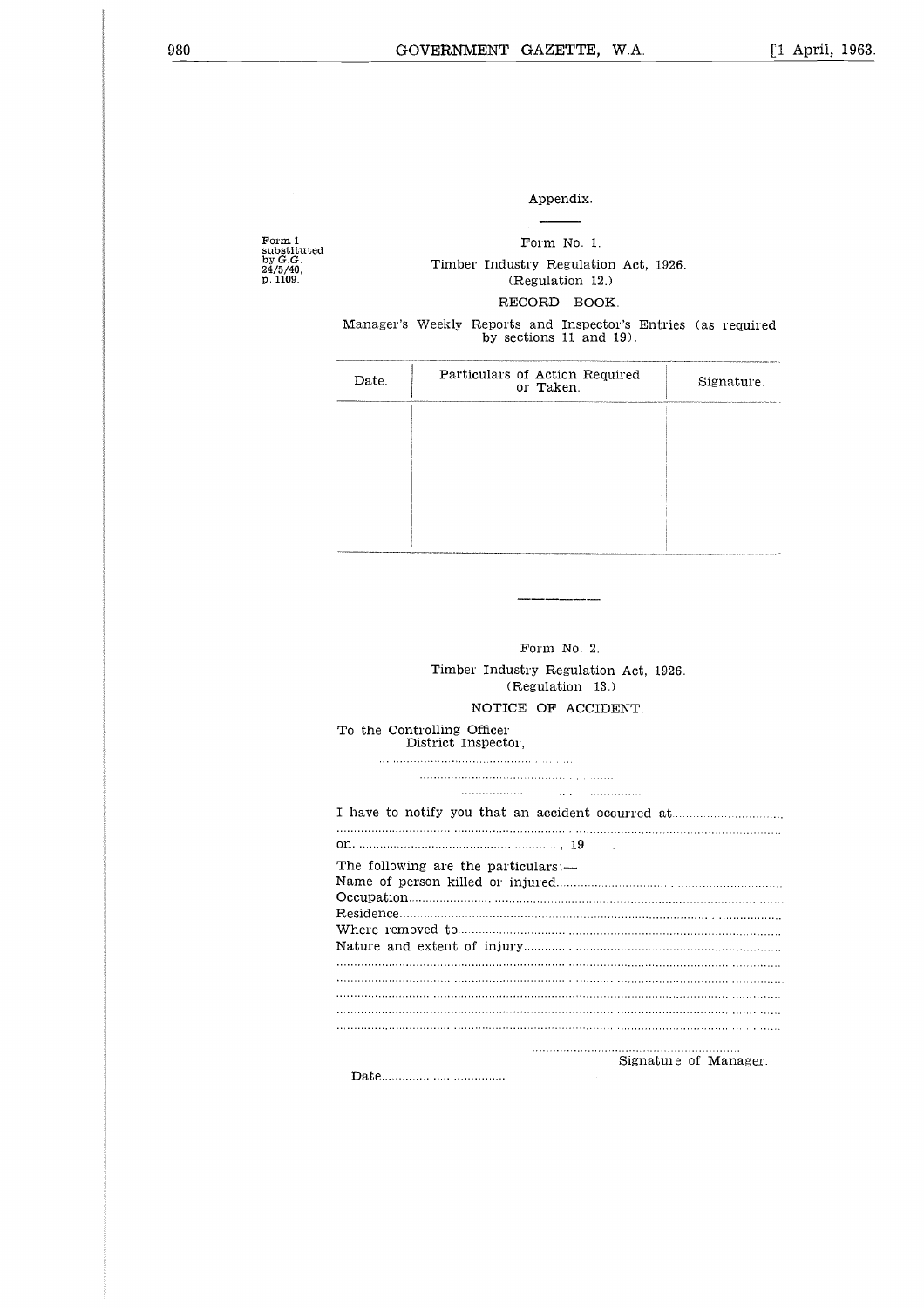## Appendix.

Form 1 substituted by G.G. 24/5/40, p. 1109.

### Form No. 1.

Timber Industry Regulation Act, 1926.
(Regulation 12.)

RECORD BOOK.

Manager's Weekly Reports and Inspector's Entries (as required by sections 11 and 19).

| Date. | Particulars of Action Required or Taken. | Signature. |
|---|---|---|
| | | |

### Form No. 2.

Timber Industry Regulation Act, 1926.
(Regulation 13.)

NOTICE OF ACCIDENT.

To the Controlling Officer
District Inspector,

.......................................................

.......................................................

.......................................................

I have to notify you that an accident occurred at..............................
.......................................................................................................
on.........................................................., 19 .

The following are the particulars:—
Name of person killed or injured..............................................................
Occupation...............................................................................................
Residence.................................................................................................
Where removed to.....................................................................................
Nature and extent of injury.......................................................................
.......................................................................................................
.......................................................................................................
.......................................................................................................
.......................................................................................................
.......................................................................................................

.......................................................
Signature of Manager.

Date...................................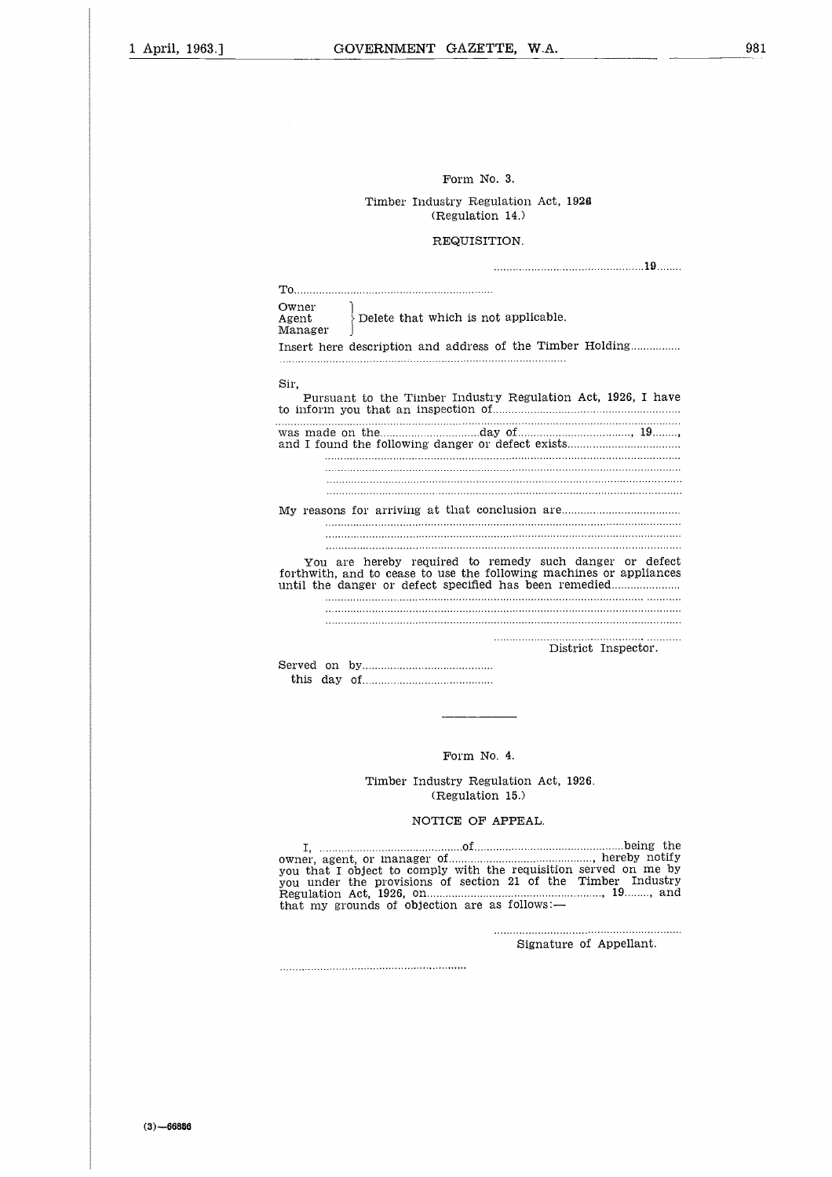Form No. 3.

Timber Industry Regulation Act, 1926
(Regulation 14.)

REQUISITION.

..............................................19........

To..............................................................

Owner
Agent
Manager
} Delete that which is not applicable.

Insert here description and address of the Timber Holding................
..........................................................................................

Sir,

Pursuant to the Timber Industry Regulation Act, 1926, I have to inform you that an inspection of..........................................................
..........................................................................................................
was made on the...............................day of..................................., 19........, and I found the following danger or defect exists...................................
..........................................................................................................
..........................................................................................................
..........................................................................................................
..........................................................................................................

My reasons for arriving at that conclusion are.....................................
..........................................................................................................
..........................................................................................................
..........................................................................................................

You are hereby required to remedy such danger or defect forthwith, and to cease to use the following machines or appliances until the danger or defect specified has been remedied.....................
..........................................................................................................
..........................................................................................................
..........................................................................................................

..........................................................
District Inspector.

Served on by.........................................
this day of.........................................

---

Form No. 4.

Timber Industry Regulation Act, 1926.
(Regulation 15.)

NOTICE OF APPEAL.

I, .............................................of.............................................being the owner, agent, or manager of............................................, hereby notify you that I object to comply with the requisition served on me by you under the provisions of section 21 of the Timber Industry Regulation Act, 1926, on......................................................., 19........, and that my grounds of objection are as follows:—

..........................................................
Signature of Appellant.

..........................................................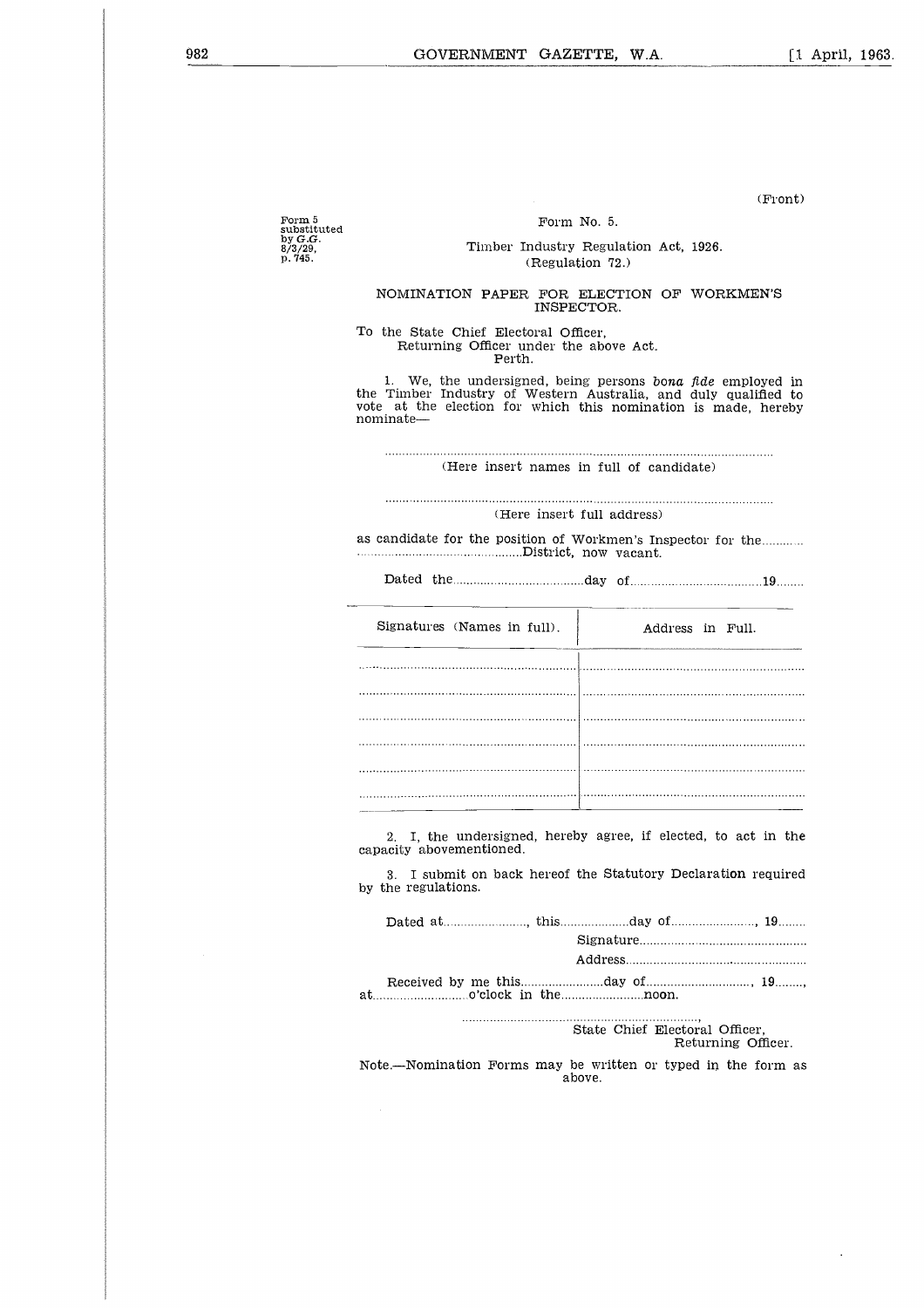(Front)

Form 5 substituted by G.G. 8/3/29, p. 745.

Form No. 5.

Timber Industry Regulation Act, 1926.
(Regulation 72.)

NOMINATION PAPER FOR ELECTION OF WORKMEN'S INSPECTOR.

To the State Chief Electoral Officer,
Returning Officer under the above Act.
Perth.

1. We, the undersigned, being persons *bona fide* employed in the Timber Industry of Western Australia, and duly qualified to vote at the election for which this nomination is made, hereby nominate—

..............................................................................................................
(Here insert names in full of candidate)

..............................................................................................................
(Here insert full address)

as candidate for the position of Workmen's Inspector for the............ ...............................................District, now vacant.

Dated the......................................day of......................................19........

| Signatures (Names in full). | Address in Full. |
|---|---|
| .................................................................... | .................................................................... |
| .................................................................... | .................................................................... |
| .................................................................... | .................................................................... |
| .................................................................... | .................................................................... |
| .................................................................... | .................................................................... |
| .................................................................... | .................................................................... |

2. I, the undersigned, hereby agree, if elected, to act in the capacity abovementioned.

3. I submit on back hereof the Statutory Declaration required by the regulations.

Dated at........................, this....................day of........................, 19........

Signature................................................

Address................................................

Received by me this........................day of.............................., 19........, at...........................o'clock in the........................noon.

....................................................................,
State Chief Electoral Officer,
Returning Officer.

Note.—Nomination Forms may be written or typed in the form as above.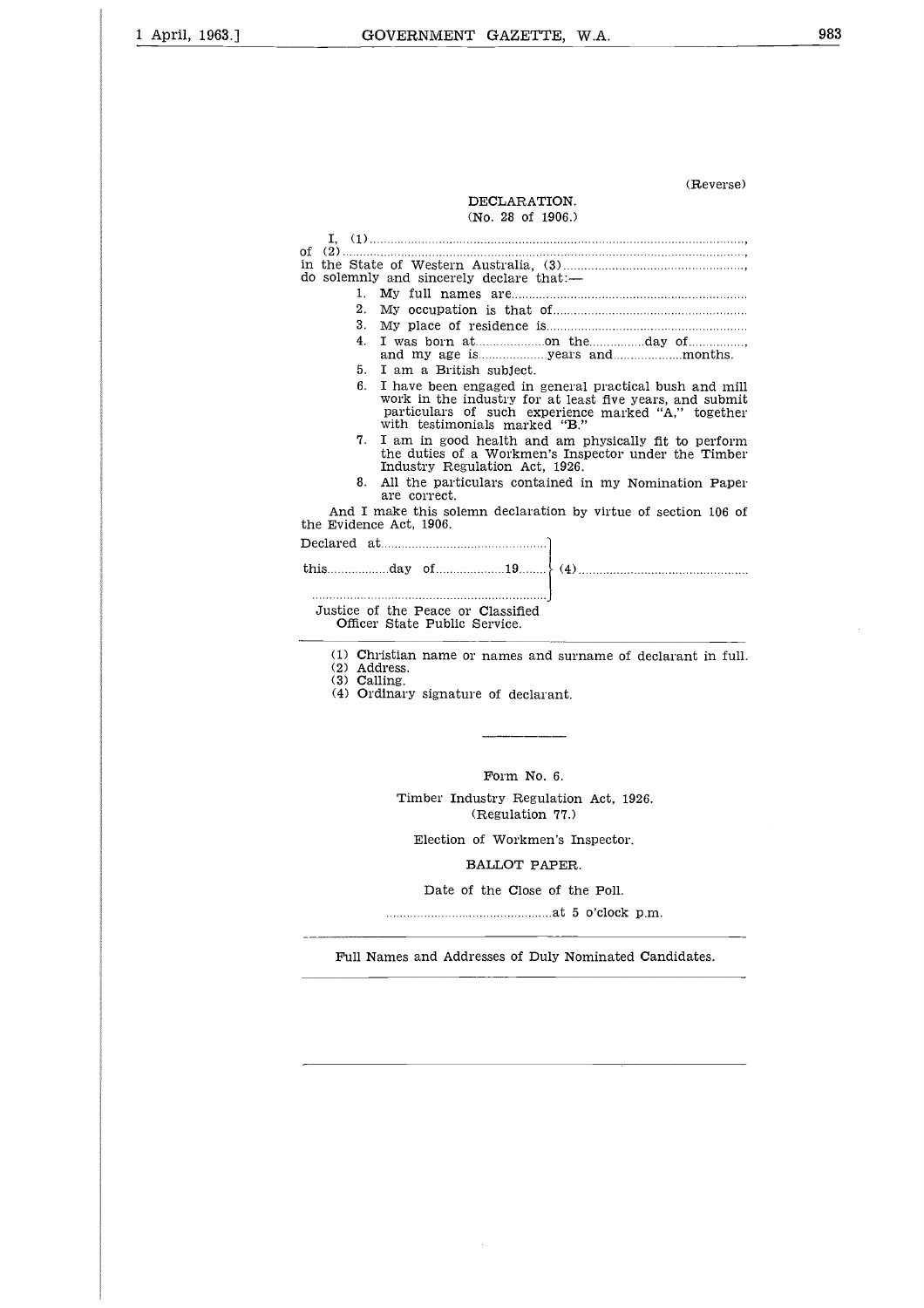(Reverse)

DECLARATION.
(No. 28 of 1906.)

I, (1).............................................................................................................,
of (2)..................................................................................................................,
in the State of Western Australia, (3).....................................................,
do solemnly and sincerely declare that:—

1. My full names are...................................................................
2. My occupation is that of.......................................................
3. My place of residence is..........................................................
4. I was born at....................on the................day of................, and my age is....................years and....................months.
5. I am a British subject.
6. I have been engaged in general practical bush and mill work in the industry for at least five years, and submit particulars of such experience marked "A," together with testimonials marked "B."
7. I am in good health and am physically fit to perform the duties of a Workmen's Inspector under the Timber Industry Regulation Act, 1926.
8. All the particulars contained in my Nomination Paper are correct.

And I make this solemn declaration by virtue of section 106 of the Evidence Act, 1906.

Declared at................................................
this..................day of....................19........ } (4)................................................
.....................................................................

Justice of the Peace or Classified Officer State Public Service.

(1) Christian name or names and surname of declarant in full.
(2) Address.
(3) Calling.
(4) Ordinary signature of declarant.

---

Form No. 6.

Timber Industry Regulation Act, 1926.
(Regulation 77.)

Election of Workmen's Inspector.

BALLOT PAPER.

Date of the Close of the Poll.

................................................at 5 o'clock p.m.

---

Full Names and Addresses of Duly Nominated Candidates.

---

---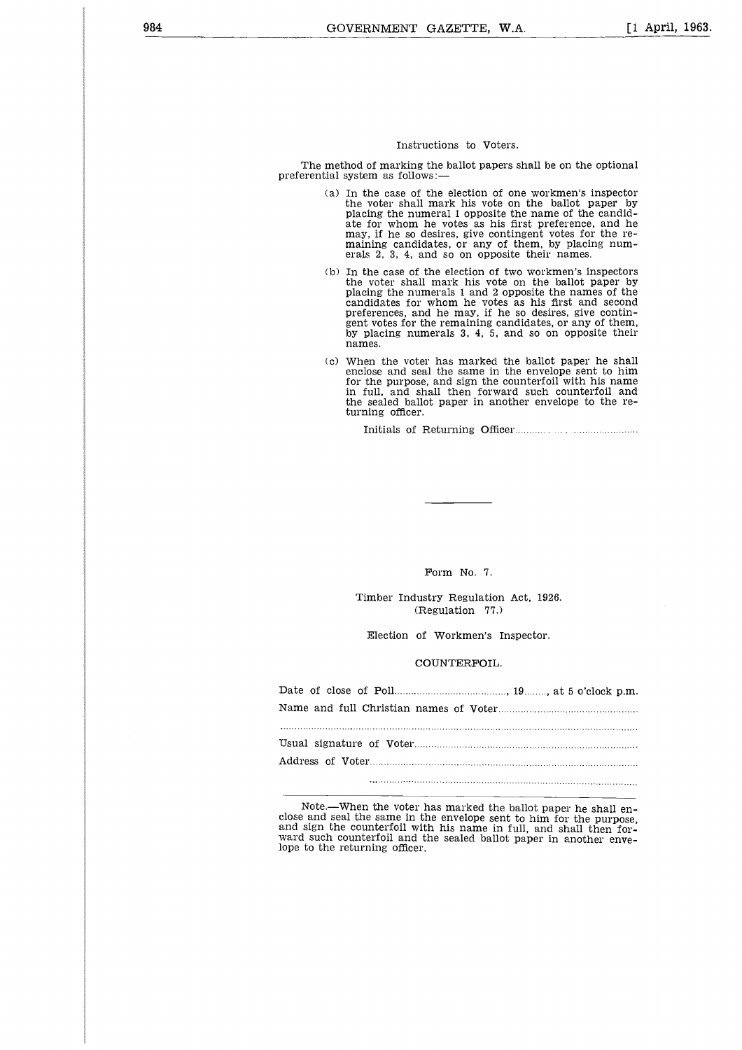Instructions to Voters.

The method of marking the ballot papers shall be on the optional preferential system as follows:—

(a) In the case of the election of one workmen's inspector the voter shall mark his vote on the ballot paper by placing the numeral 1 opposite the name of the candidate for whom he votes as his first preference, and he may, if he so desires, give contingent votes for the remaining candidates, or any of them, by placing numerals 2, 3, 4, and so on opposite their names.

(b) In the case of the election of two workmen's inspectors the voter shall mark his vote on the ballot paper by placing the numerals 1 and 2 opposite the names of the candidates for whom he votes as his first and second preferences, and he may, if he so desires, give contingent votes for the remaining candidates, or any of them, by placing numerals 3, 4, 5, and so on opposite their names.

(c) When the voter has marked the ballot paper he shall enclose and seal the same in the envelope sent to him for the purpose, and sign the counterfoil with his name in full, and shall then forward such counterfoil and the sealed ballot paper in another envelope to the returning officer.

Initials of Returning Officer..............................

---

Form No. 7.

Timber Industry Regulation Act, 1926.
(Regulation 77.)

Election of Workmen's Inspector.

COUNTERFOIL.

Date of close of Poll.........................................., 19........, at 5 o'clock p.m.

Name and full Christian names of Voter..................................................

..............................................................................................................

Usual signature of Voter...............................................................................

Address of Voter..........................................................................................

..............................................................................................

---

Note.—When the voter has marked the ballot paper he shall enclose and seal the same in the envelope sent to him for the purpose, and sign the counterfoil with his name in full, and shall then forward such counterfoil and the sealed ballot paper in another envelope to the returning officer.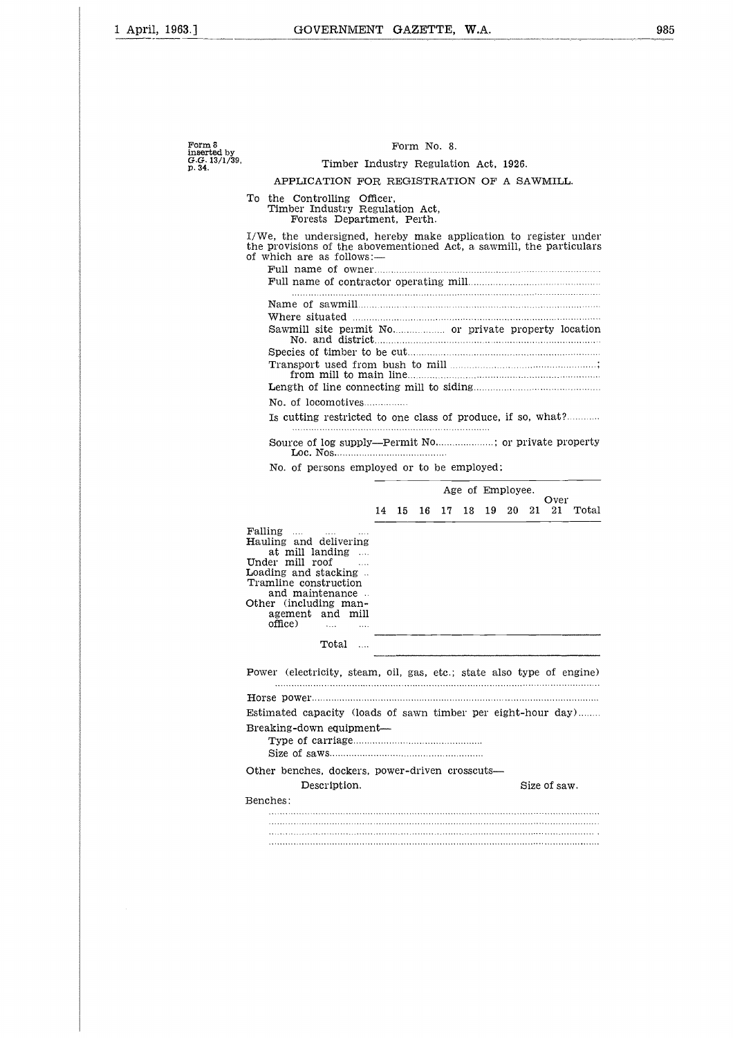Form 8 inserted by G.G. 13/1/39, p. 34.

Form No. 8.

Timber Industry Regulation Act, 1926.

APPLICATION FOR REGISTRATION OF A SAWMILL.

To the Controlling Officer,
Timber Industry Regulation Act,
Forests Department, Perth.

I/We, the undersigned, hereby make application to register under the provisions of the abovementioned Act, a sawmill, the particulars of which are as follows:—

Full name of owner.................................................................................

Full name of contractor operating mill..................................................

..............................................................................................................

Name of sawmill....................................................................................

Where situated ......................................................................................

Sawmill site permit No.................. or private property location No. and district..........................................................................

Species of timber to be cut.....................................................................

Transport used from bush to mill ...................................................; from mill to main line.............................................................

Length of line connecting mill to siding..............................................

No. of locomotives...............

Is cutting restricted to one class of produce, if so, what?...........

..........................................................................

Source of log supply—Permit No....................; or private property Loc. Nos.......................................

No. of persons employed or to be employed:

| | Age of Employee. | | | | | | | | | |
|---|---|---|---|---|---|---|---|---|---|---|
| | 14 | 15 | 16 | 17 | 18 | 19 | 20 | 21 | Over 21 | Total |
| Falling .... .... .... | | | | | | | | | | |
| Hauling and delivering at mill landing .... | | | | | | | | | | |
| Under mill roof .... | | | | | | | | | | |
| Loading and stacking .. | | | | | | | | | | |
| Tramline construction and maintenance .. | | | | | | | | | | |
| Other (including management and mill office) .... .... | | | | | | | | | | |
| Total .... | | | | | | | | | | |

Power (electricity, steam, oil, gas, etc.; state also type of engine)

..............................................................................................................

Horse power..........................................................................................

Estimated capacity (loads of sawn timber per eight-hour day)........

Breaking-down equipment—

Type of carriage..............................................

Size of saws.......................................................

Other benches, dockers, power-driven crosscuts—

Description. Size of saw.

Benches:

..............................................................................................................

..............................................................................................................

..............................................................................................................

..............................................................................................................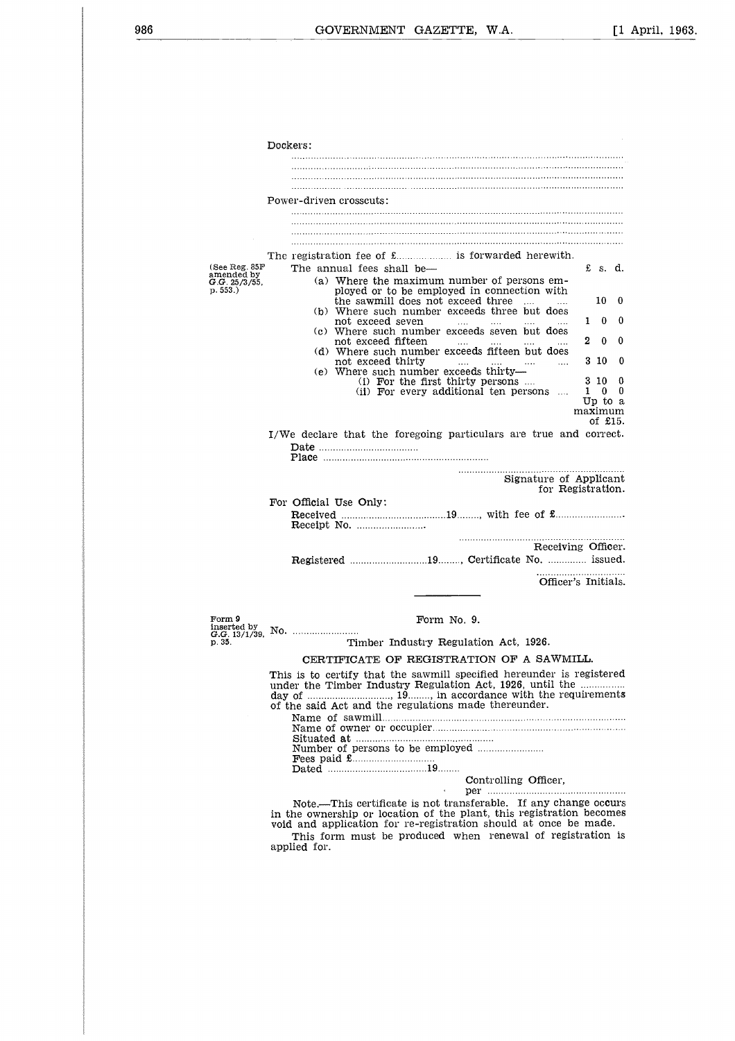Dockers:

..............................................................................................................

..............................................................................................................

..............................................................................................................

..............................................................................................................

Power-driven crosscuts:

..............................................................................................................

..............................................................................................................

..............................................................................................................

..............................................................................................................

The registration fee of £.................... is forwarded herewith.

(See Reg. 85F amended by G.G. 25/3/55, p. 553.)

The annual fees shall be—

| | £ s. d. |
|---|---|
| (a) Where the maximum number of persons employed or to be employed in connection with the sawmill does not exceed three .... .... | 10 0 |
| (b) Where such number exceeds three but does not exceed seven .... .... .... .... | 1 0 0 |
| (c) Where such number exceeds seven but does not exceed fifteen .... .... .... .... | 2 0 0 |
| (d) Where such number exceeds fifteen but does not exceed thirty .... .... .... .... | 3 10 0 |
| (e) Where such number exceeds thirty— | |
| (i) For the first thirty persons .... | 3 10 0 |
| (ii) For every additional ten persons .... | 1 0 0 Up to a maximum of £15. |

I/We declare that the foregoing particulars are true and correct.

Date ....................................

Place ............................................................

............................................................
Signature of Applicant for Registration.

For Official Use Only:

Received ......................................19........, with fee of £........................

Receipt No. .........................

............................................................
Receiving Officer.

Registered ............................19........, Certificate No. ............. issued.

..............................
Officer's Initials.

---

Form 9 inserted by G.G. 13/1/39, p. 35.

Form No. 9.

No. ........................

Timber Industry Regulation Act, 1926.

## CERTIFICATE OF REGISTRATION OF A SAWMILL.

This is to certify that the sawmill specified hereunder is registered under the Timber Industry Regulation Act, 1926, until the ................ day of .............................., 19........, in accordance with the requirements of the said Act and the regulations made thereunder.

Name of sawmill.........................................................................................

Name of owner or occupier.......................................................................

Situated at ..................................................

Number of persons to be employed ........................

Fees paid £..............................

Dated ....................................19........

Controlling Officer,
per ..................................................

Note.—This certificate is not transferable. If any change occurs in the ownership or location of the plant, this registration becomes void and application for re-registration should at once be made.

This form must be produced when renewal of registration is applied for.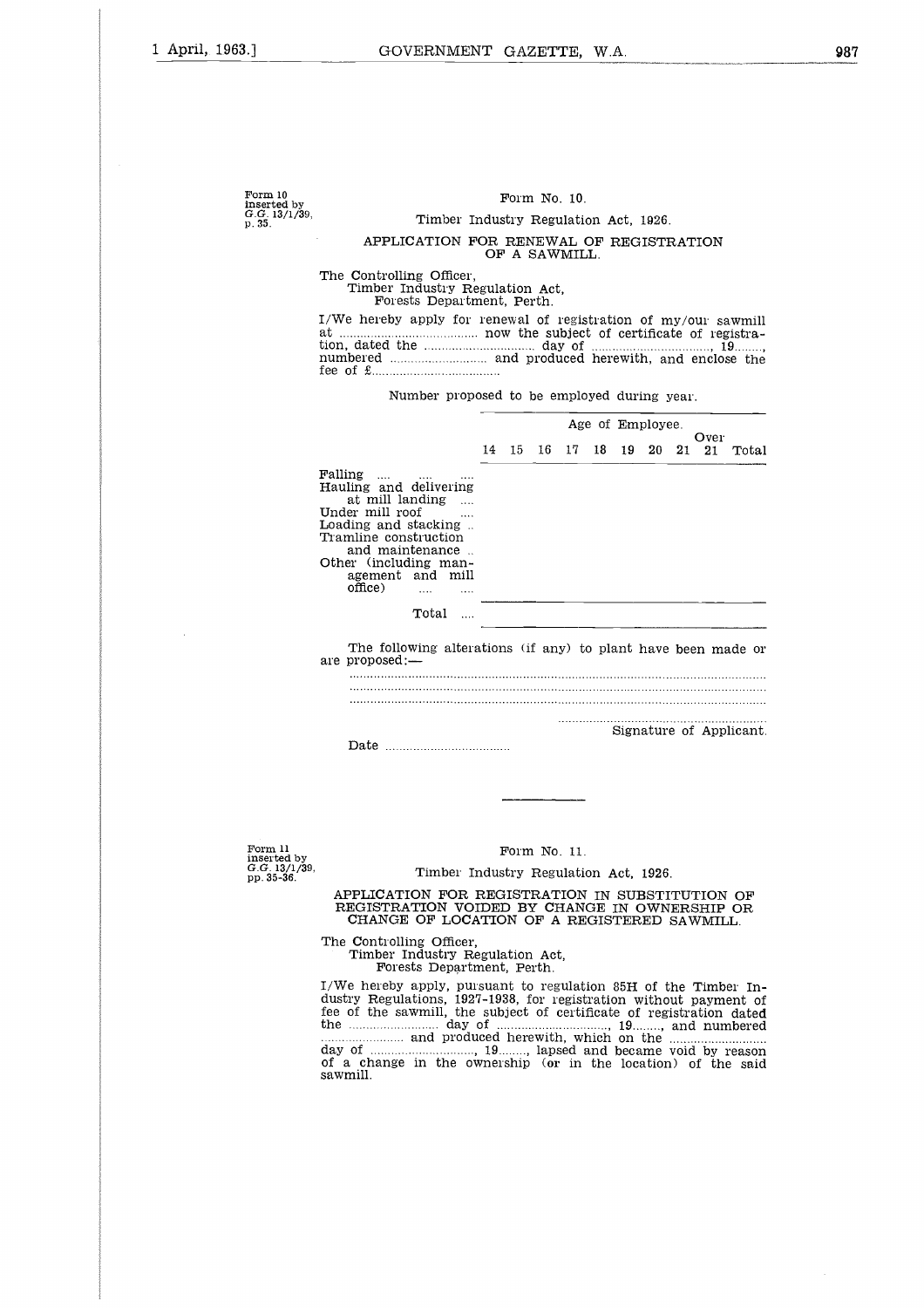Form 10 inserted by G.G. 13/1/39, p. 35.

## Form No. 10.

Timber Industry Regulation Act, 1926.

### APPLICATION FOR RENEWAL OF REGISTRATION OF A SAWMILL.

The Controlling Officer,
Timber Industry Regulation Act,
Forests Department, Perth.

I/We hereby apply for renewal of registration of my/our sawmill at .................................... now the subject of certificate of registration, dated the ............................ day of ............................., 19........, numbered ........................ and produced herewith, and enclose the fee of £.................................

Number proposed to be employed during year.

| | Age of Employee. | | | | | | | | | |
|---|---|---|---|---|---|---|---|---|---|---|
| | 14 | 15 | 16 | 17 | 18 | 19 | 20 | 21 | Over 21 | Total |
| Falling .... .... .... | | | | | | | | | | |
| Hauling and delivering at mill landing .... | | | | | | | | | | |
| Under mill roof .... | | | | | | | | | | |
| Loading and stacking .. | | | | | | | | | | |
| Tramline construction and maintenance .. | | | | | | | | | | |
| Other (including management and mill office) .... .... | | | | | | | | | | |
| Total .... | | | | | | | | | | |

The following alterations (if any) to plant have been made or are proposed:—

.......................................................................................................

.......................................................................................................

.......................................................................................................

..........................................................
Signature of Applicant.

Date ..................................

---

Form 11 inserted by G.G. 13/1/39, pp. 35-36.

## Form No. 11.

Timber Industry Regulation Act, 1926.

### APPLICATION FOR REGISTRATION IN SUBSTITUTION OF REGISTRATION VOIDED BY CHANGE IN OWNERSHIP OR CHANGE OF LOCATION OF A REGISTERED SAWMILL.

The Controlling Officer,
Timber Industry Regulation Act,
Forests Department, Perth.

I/We hereby apply, pursuant to regulation 85H of the Timber Industry Regulations, 1927-1938, for registration without payment of fee of the sawmill, the subject of certificate of registration dated the ........................ day of ..............................., 19........, and numbered ........................ and produced herewith, which on the ........................... day of ............................., 19........, lapsed and became void by reason of a change in the ownership (or in the location) of the said sawmill.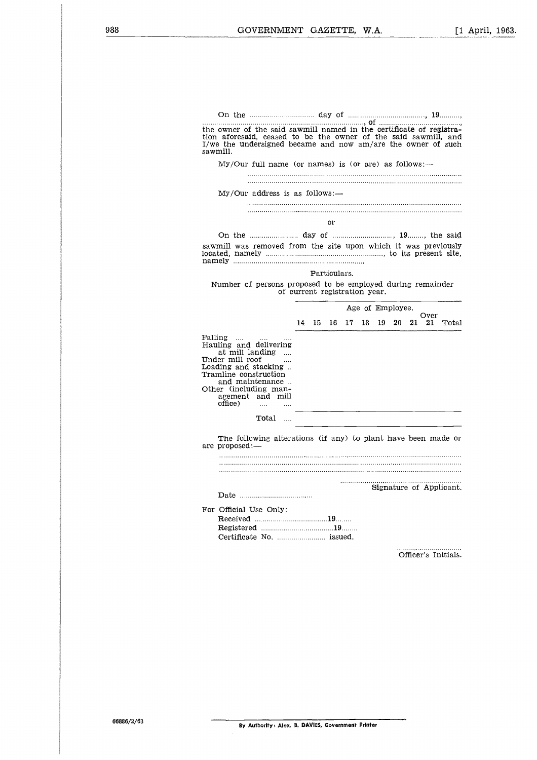On the ............................ day of .................................., 19.........,
.........................................................................., of ....................................,
the owner of the said sawmill named in the certificate of registration aforesaid, ceased to be the owner of the said sawmill, and I/we the undersigned became and now am/are the owner of such sawmill.

My/Our full name (or names) is (or are) as follows:—

.........................................................................................................

.........................................................................................................

My/Our address is as follows:—

.........................................................................................................

.........................................................................................................

or

On the ...................... day of ............................, 19........, the said sawmill was removed from the site upon which it was previously located, namely ................................................., to its present site, namely ................................................................

Particulars.

Number of persons proposed to be employed during remainder of current registration year.

| | Age of Employee. | | | | | | | | | |
|---|---|---|---|---|---|---|---|---|---|---|
| | 14 | 15 | 16 | 17 | 18 | 19 | 20 | 21 | Over 21 | Total |
| Falling .... .... .... | | | | | | | | | | |
| Hauling and delivering at mill landing .... | | | | | | | | | | |
| Under mill roof .... | | | | | | | | | | |
| Loading and stacking .. | | | | | | | | | | |
| Tramline construction and maintenance .. | | | | | | | | | | |
| Other (including management and mill office) .... .... | | | | | | | | | | |
| Total .... | | | | | | | | | | |

The following alterations (if any) to plant have been made or are proposed:—

.........................................................................................................

.........................................................................................................

.........................................................................................................

............................................................
Signature of Applicant.

Date ....................................

For Official Use Only:

Received ....................................19........

Registered ....................................19........

Certificate No. ........................ issued.

...............................
Officer's Initials.

66886/2/63

By Authority: Alex. B. DAVIES, Government Printer